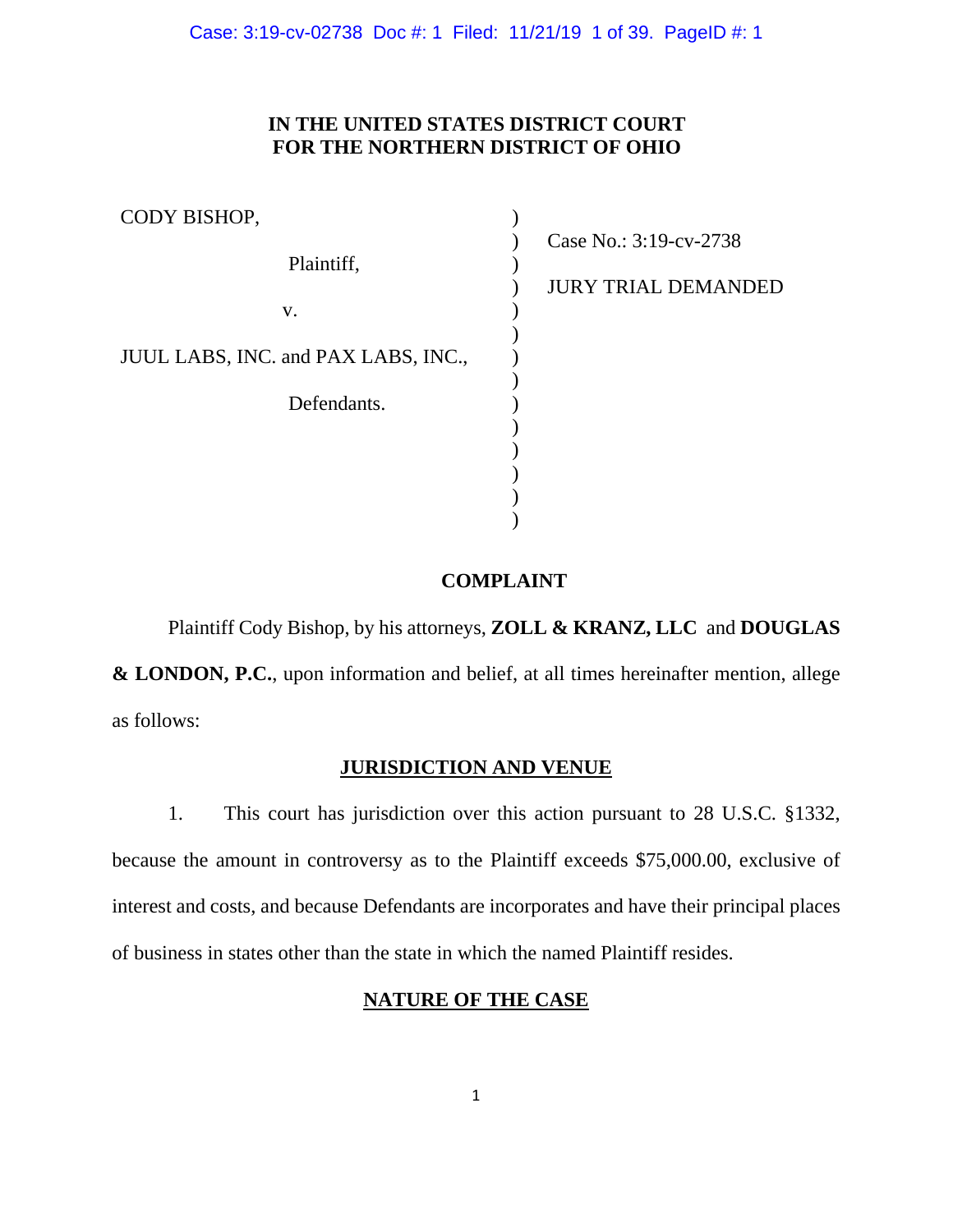**IN THE UNITED STATES DISTRICT COURT**
**FOR THE NORTHERN DISTRICT OF OHIO**

| | | |
|---|---|---|
| CODY BISHOP, | ) | |
| | ) | Case No.: 3:19-cv-2738 |
| Plaintiff, | ) | |
| | ) | JURY TRIAL DEMANDED |
| v. | ) | |
| | ) | |
| JUUL LABS, INC. and PAX LABS, INC., | ) | |
| | ) | |
| Defendants. | ) | |
| | ) | |

## COMPLAINT

Plaintiff Cody Bishop, by his attorneys, **ZOLL & KRANZ, LLC** and **DOUGLAS & LONDON, P.C.**, upon information and belief, at all times hereinafter mention, allege as follows:

## JURISDICTION AND VENUE

1. This court has jurisdiction over this action pursuant to 28 U.S.C. §1332, because the amount in controversy as to the Plaintiff exceeds $75,000.00, exclusive of interest and costs, and because Defendants are incorporates and have their principal places of business in states other than the state in which the named Plaintiff resides.

## NATURE OF THE CASE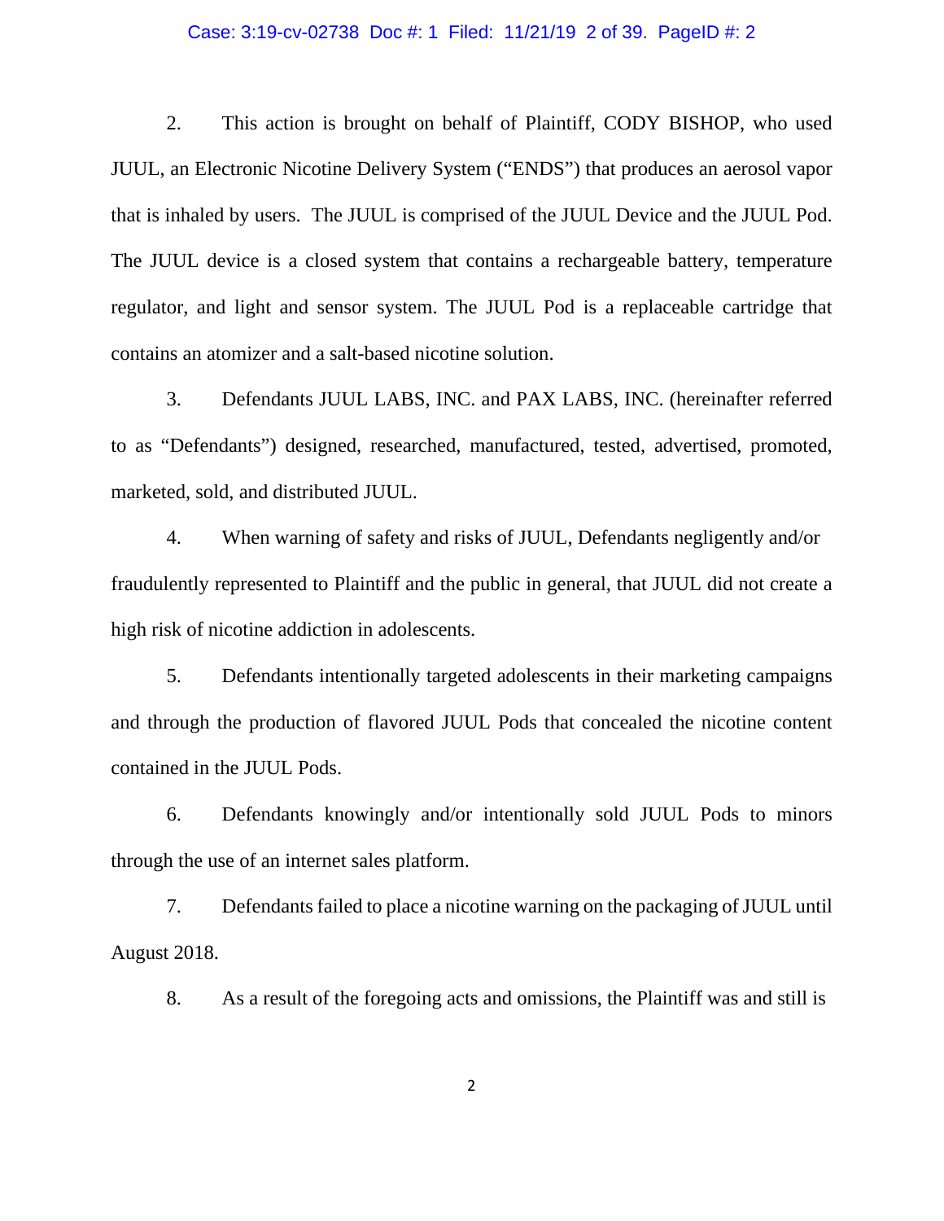2. This action is brought on behalf of Plaintiff, CODY BISHOP, who used JUUL, an Electronic Nicotine Delivery System ("ENDS") that produces an aerosol vapor that is inhaled by users. The JUUL is comprised of the JUUL Device and the JUUL Pod. The JUUL device is a closed system that contains a rechargeable battery, temperature regulator, and light and sensor system. The JUUL Pod is a replaceable cartridge that contains an atomizer and a salt-based nicotine solution.

3. Defendants JUUL LABS, INC. and PAX LABS, INC. (hereinafter referred to as "Defendants") designed, researched, manufactured, tested, advertised, promoted, marketed, sold, and distributed JUUL.

4. When warning of safety and risks of JUUL, Defendants negligently and/or fraudulently represented to Plaintiff and the public in general, that JUUL did not create a high risk of nicotine addiction in adolescents.

5. Defendants intentionally targeted adolescents in their marketing campaigns and through the production of flavored JUUL Pods that concealed the nicotine content contained in the JUUL Pods.

6. Defendants knowingly and/or intentionally sold JUUL Pods to minors through the use of an internet sales platform.

7. Defendants failed to place a nicotine warning on the packaging of JUUL until August 2018.

8. As a result of the foregoing acts and omissions, the Plaintiff was and still is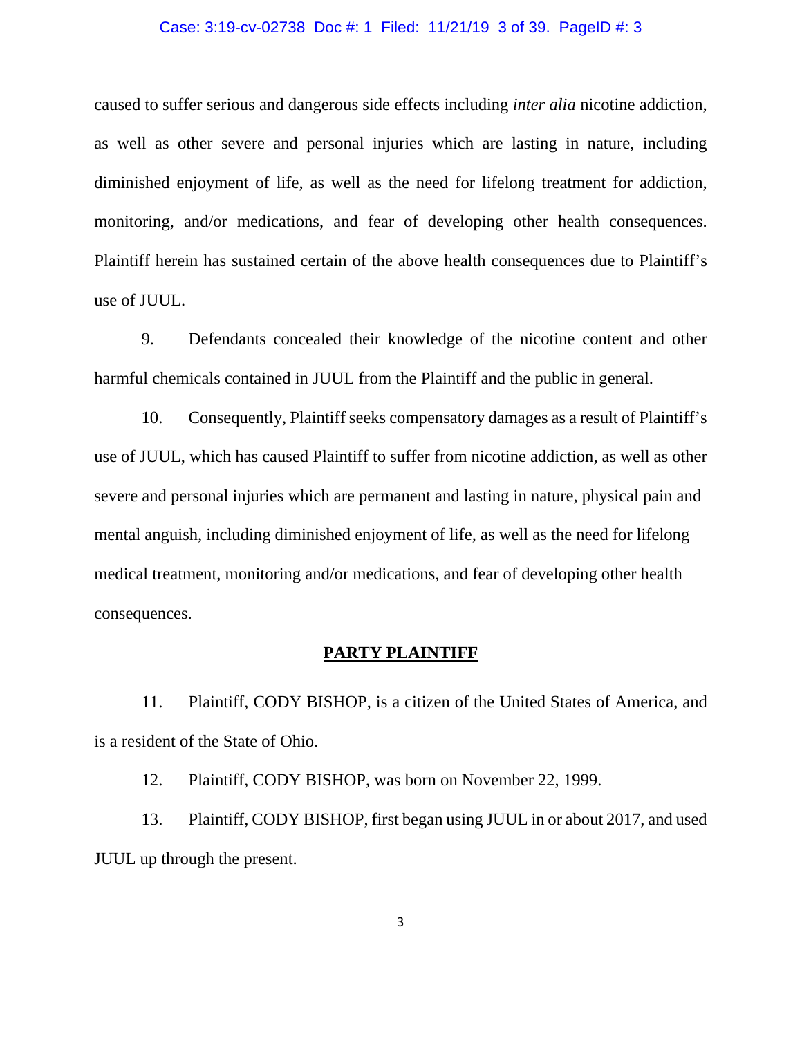caused to suffer serious and dangerous side effects including *inter alia* nicotine addiction, as well as other severe and personal injuries which are lasting in nature, including diminished enjoyment of life, as well as the need for lifelong treatment for addiction, monitoring, and/or medications, and fear of developing other health consequences. Plaintiff herein has sustained certain of the above health consequences due to Plaintiff's use of JUUL.

9. Defendants concealed their knowledge of the nicotine content and other harmful chemicals contained in JUUL from the Plaintiff and the public in general.

10. Consequently, Plaintiff seeks compensatory damages as a result of Plaintiff's use of JUUL, which has caused Plaintiff to suffer from nicotine addiction, as well as other severe and personal injuries which are permanent and lasting in nature, physical pain and mental anguish, including diminished enjoyment of life, as well as the need for lifelong medical treatment, monitoring and/or medications, and fear of developing other health consequences.

## PARTY PLAINTIFF

11. Plaintiff, CODY BISHOP, is a citizen of the United States of America, and is a resident of the State of Ohio.

12. Plaintiff, CODY BISHOP, was born on November 22, 1999.

13. Plaintiff, CODY BISHOP, first began using JUUL in or about 2017, and used JUUL up through the present.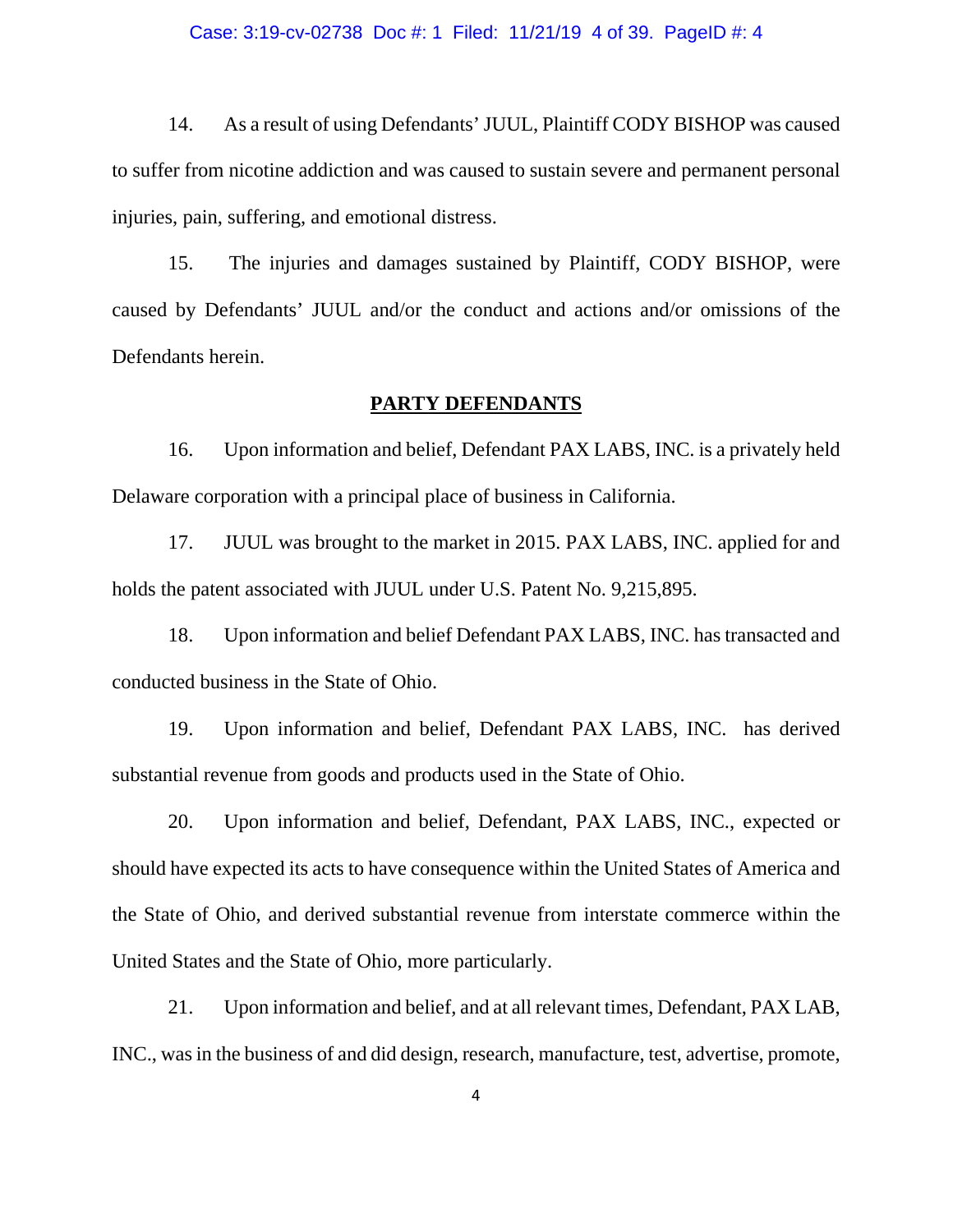14. As a result of using Defendants' JUUL, Plaintiff CODY BISHOP was caused to suffer from nicotine addiction and was caused to sustain severe and permanent personal injuries, pain, suffering, and emotional distress.

15. The injuries and damages sustained by Plaintiff, CODY BISHOP, were caused by Defendants' JUUL and/or the conduct and actions and/or omissions of the Defendants herein.

## **PARTY DEFENDANTS**

16. Upon information and belief, Defendant PAX LABS, INC. is a privately held Delaware corporation with a principal place of business in California.

17. JUUL was brought to the market in 2015. PAX LABS, INC. applied for and holds the patent associated with JUUL under U.S. Patent No. 9,215,895.

18. Upon information and belief Defendant PAX LABS, INC. has transacted and conducted business in the State of Ohio.

19. Upon information and belief, Defendant PAX LABS, INC. has derived substantial revenue from goods and products used in the State of Ohio.

20. Upon information and belief, Defendant, PAX LABS, INC., expected or should have expected its acts to have consequence within the United States of America and the State of Ohio, and derived substantial revenue from interstate commerce within the United States and the State of Ohio, more particularly.

21. Upon information and belief, and at all relevant times, Defendant, PAX LAB, INC., was in the business of and did design, research, manufacture, test, advertise, promote,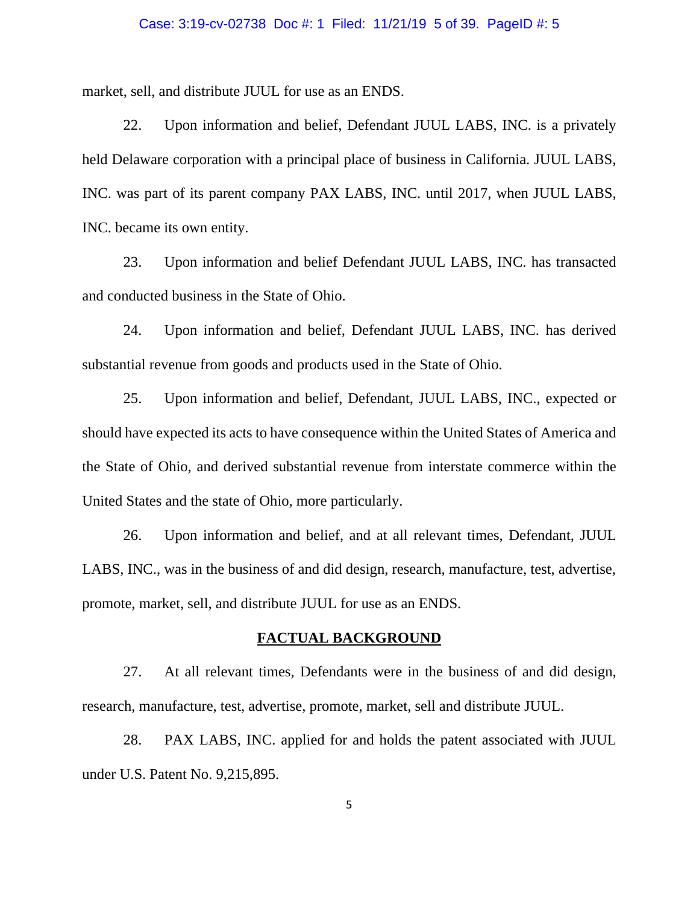market, sell, and distribute JUUL for use as an ENDS.

22. Upon information and belief, Defendant JUUL LABS, INC. is a privately held Delaware corporation with a principal place of business in California. JUUL LABS, INC. was part of its parent company PAX LABS, INC. until 2017, when JUUL LABS, INC. became its own entity.

23. Upon information and belief Defendant JUUL LABS, INC. has transacted and conducted business in the State of Ohio.

24. Upon information and belief, Defendant JUUL LABS, INC. has derived substantial revenue from goods and products used in the State of Ohio.

25. Upon information and belief, Defendant, JUUL LABS, INC., expected or should have expected its acts to have consequence within the United States of America and the State of Ohio, and derived substantial revenue from interstate commerce within the United States and the state of Ohio, more particularly.

26. Upon information and belief, and at all relevant times, Defendant, JUUL LABS, INC., was in the business of and did design, research, manufacture, test, advertise, promote, market, sell, and distribute JUUL for use as an ENDS.

## FACTUAL BACKGROUND

27. At all relevant times, Defendants were in the business of and did design, research, manufacture, test, advertise, promote, market, sell and distribute JUUL.

28. PAX LABS, INC. applied for and holds the patent associated with JUUL under U.S. Patent No. 9,215,895.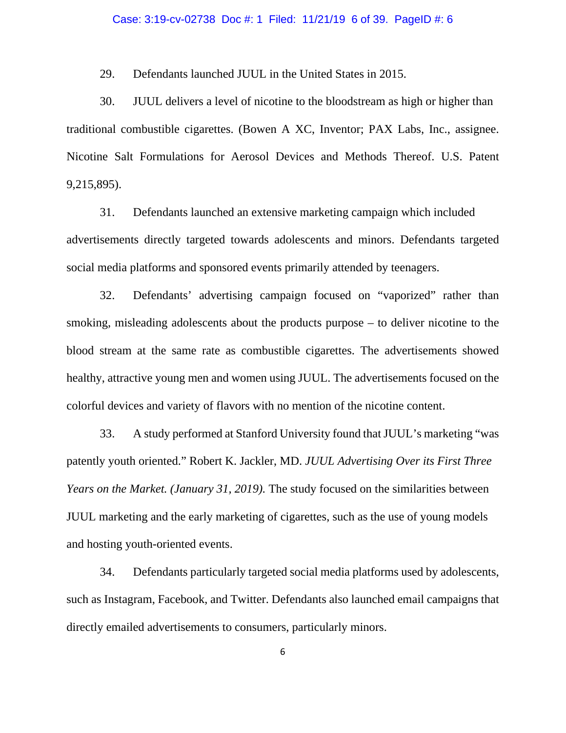29. Defendants launched JUUL in the United States in 2015.

30. JUUL delivers a level of nicotine to the bloodstream as high or higher than traditional combustible cigarettes. (Bowen A XC, Inventor; PAX Labs, Inc., assignee. Nicotine Salt Formulations for Aerosol Devices and Methods Thereof. U.S. Patent 9,215,895).

31. Defendants launched an extensive marketing campaign which included advertisements directly targeted towards adolescents and minors. Defendants targeted social media platforms and sponsored events primarily attended by teenagers.

32. Defendants' advertising campaign focused on "vaporized" rather than smoking, misleading adolescents about the products purpose – to deliver nicotine to the blood stream at the same rate as combustible cigarettes. The advertisements showed healthy, attractive young men and women using JUUL. The advertisements focused on the colorful devices and variety of flavors with no mention of the nicotine content.

33. A study performed at Stanford University found that JUUL's marketing "was patently youth oriented." Robert K. Jackler, MD. *JUUL Advertising Over its First Three Years on the Market. (January 31, 2019).* The study focused on the similarities between JUUL marketing and the early marketing of cigarettes, such as the use of young models and hosting youth-oriented events.

34. Defendants particularly targeted social media platforms used by adolescents, such as Instagram, Facebook, and Twitter. Defendants also launched email campaigns that directly emailed advertisements to consumers, particularly minors.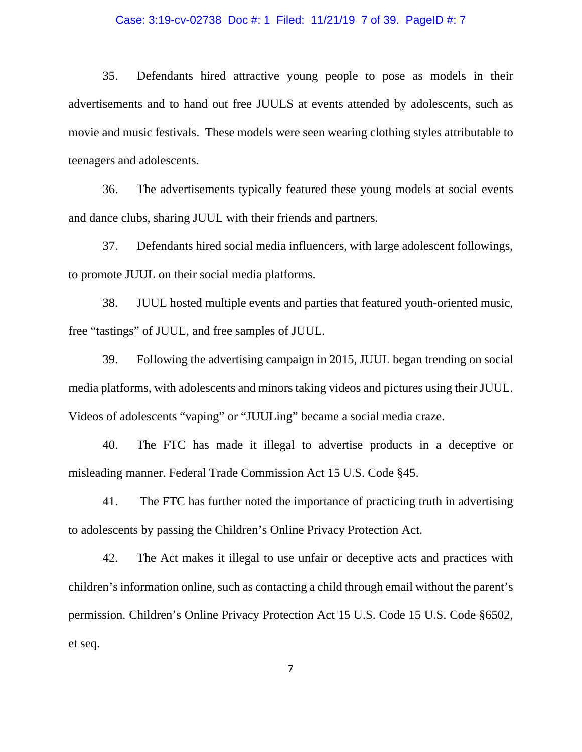35. Defendants hired attractive young people to pose as models in their advertisements and to hand out free JUULS at events attended by adolescents, such as movie and music festivals. These models were seen wearing clothing styles attributable to teenagers and adolescents.

36. The advertisements typically featured these young models at social events and dance clubs, sharing JUUL with their friends and partners.

37. Defendants hired social media influencers, with large adolescent followings, to promote JUUL on their social media platforms.

38. JUUL hosted multiple events and parties that featured youth-oriented music, free "tastings" of JUUL, and free samples of JUUL.

39. Following the advertising campaign in 2015, JUUL began trending on social media platforms, with adolescents and minors taking videos and pictures using their JUUL. Videos of adolescents "vaping" or "JUULing" became a social media craze.

40. The FTC has made it illegal to advertise products in a deceptive or misleading manner. Federal Trade Commission Act 15 U.S. Code §45.

41. The FTC has further noted the importance of practicing truth in advertising to adolescents by passing the Children's Online Privacy Protection Act.

42. The Act makes it illegal to use unfair or deceptive acts and practices with children's information online, such as contacting a child through email without the parent's permission. Children's Online Privacy Protection Act 15 U.S. Code 15 U.S. Code §6502, et seq.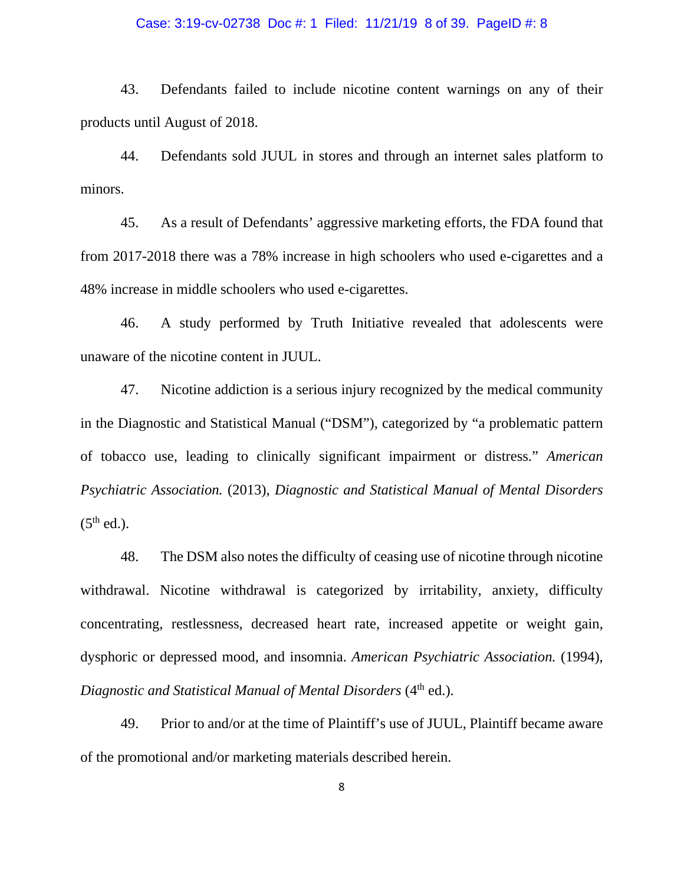43. Defendants failed to include nicotine content warnings on any of their products until August of 2018.

44. Defendants sold JUUL in stores and through an internet sales platform to minors.

45. As a result of Defendants' aggressive marketing efforts, the FDA found that from 2017-2018 there was a 78% increase in high schoolers who used e-cigarettes and a 48% increase in middle schoolers who used e-cigarettes.

46. A study performed by Truth Initiative revealed that adolescents were unaware of the nicotine content in JUUL.

47. Nicotine addiction is a serious injury recognized by the medical community in the Diagnostic and Statistical Manual ("DSM"), categorized by "a problematic pattern of tobacco use, leading to clinically significant impairment or distress." *American Psychiatric Association.* (2013), *Diagnostic and Statistical Manual of Mental Disorders* (5th ed.).

48. The DSM also notes the difficulty of ceasing use of nicotine through nicotine withdrawal. Nicotine withdrawal is categorized by irritability, anxiety, difficulty concentrating, restlessness, decreased heart rate, increased appetite or weight gain, dysphoric or depressed mood, and insomnia. *American Psychiatric Association.* (1994), *Diagnostic and Statistical Manual of Mental Disorders* (4th ed.).

49. Prior to and/or at the time of Plaintiff's use of JUUL, Plaintiff became aware of the promotional and/or marketing materials described herein.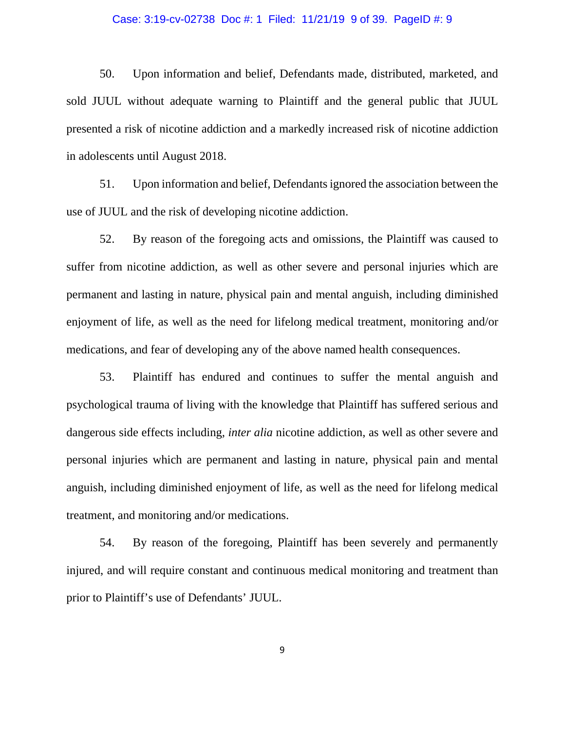50. Upon information and belief, Defendants made, distributed, marketed, and sold JUUL without adequate warning to Plaintiff and the general public that JUUL presented a risk of nicotine addiction and a markedly increased risk of nicotine addiction in adolescents until August 2018.

51. Upon information and belief, Defendants ignored the association between the use of JUUL and the risk of developing nicotine addiction.

52. By reason of the foregoing acts and omissions, the Plaintiff was caused to suffer from nicotine addiction, as well as other severe and personal injuries which are permanent and lasting in nature, physical pain and mental anguish, including diminished enjoyment of life, as well as the need for lifelong medical treatment, monitoring and/or medications, and fear of developing any of the above named health consequences.

53. Plaintiff has endured and continues to suffer the mental anguish and psychological trauma of living with the knowledge that Plaintiff has suffered serious and dangerous side effects including, *inter alia* nicotine addiction, as well as other severe and personal injuries which are permanent and lasting in nature, physical pain and mental anguish, including diminished enjoyment of life, as well as the need for lifelong medical treatment, and monitoring and/or medications.

54. By reason of the foregoing, Plaintiff has been severely and permanently injured, and will require constant and continuous medical monitoring and treatment than prior to Plaintiff's use of Defendants' JUUL.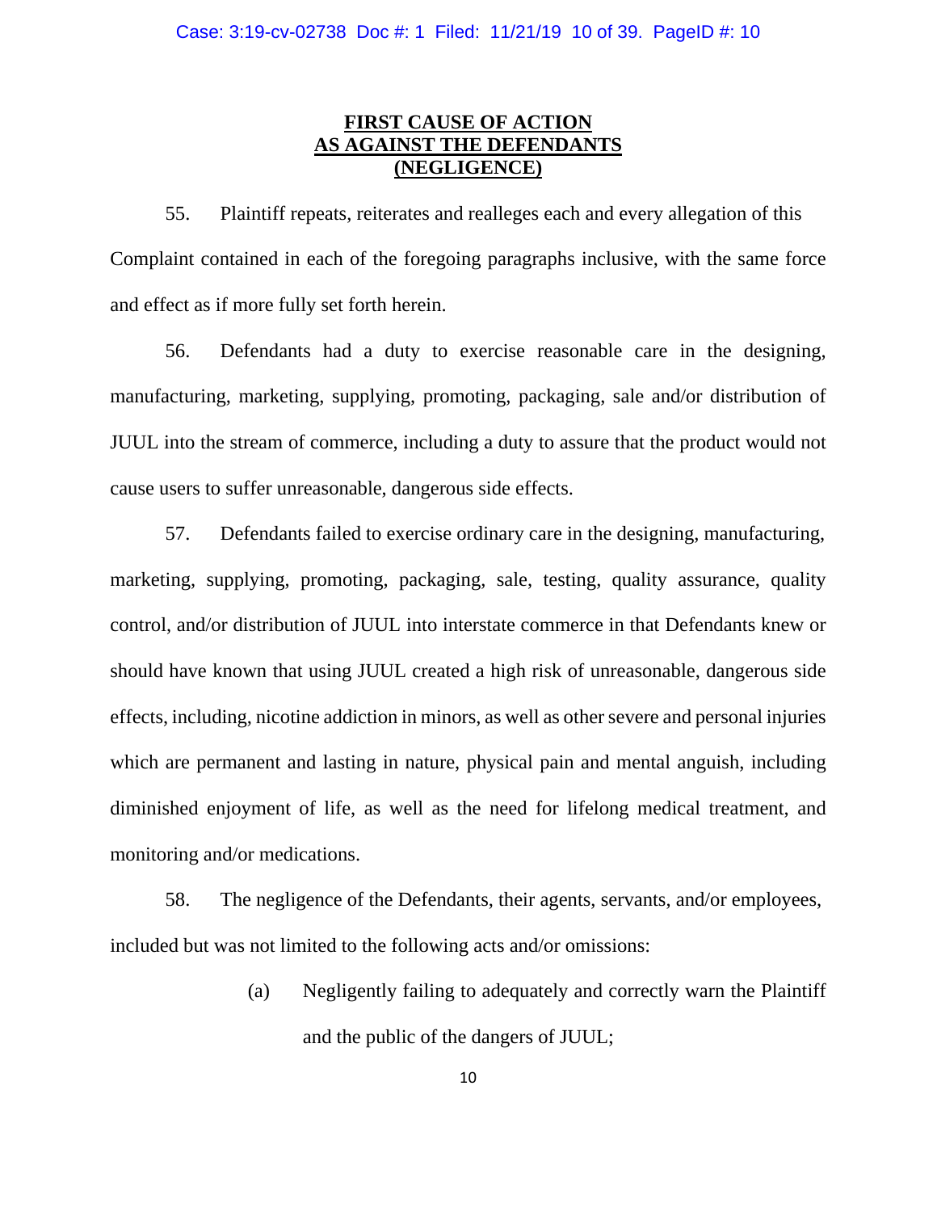## FIRST CAUSE OF ACTION
## AS AGAINST THE DEFENDANTS
## (NEGLIGENCE)

55. Plaintiff repeats, reiterates and realleges each and every allegation of this Complaint contained in each of the foregoing paragraphs inclusive, with the same force and effect as if more fully set forth herein.

56. Defendants had a duty to exercise reasonable care in the designing, manufacturing, marketing, supplying, promoting, packaging, sale and/or distribution of JUUL into the stream of commerce, including a duty to assure that the product would not cause users to suffer unreasonable, dangerous side effects.

57. Defendants failed to exercise ordinary care in the designing, manufacturing, marketing, supplying, promoting, packaging, sale, testing, quality assurance, quality control, and/or distribution of JUUL into interstate commerce in that Defendants knew or should have known that using JUUL created a high risk of unreasonable, dangerous side effects, including, nicotine addiction in minors, as well as other severe and personal injuries which are permanent and lasting in nature, physical pain and mental anguish, including diminished enjoyment of life, as well as the need for lifelong medical treatment, and monitoring and/or medications.

58. The negligence of the Defendants, their agents, servants, and/or employees, included but was not limited to the following acts and/or omissions:

(a) Negligently failing to adequately and correctly warn the Plaintiff and the public of the dangers of JUUL;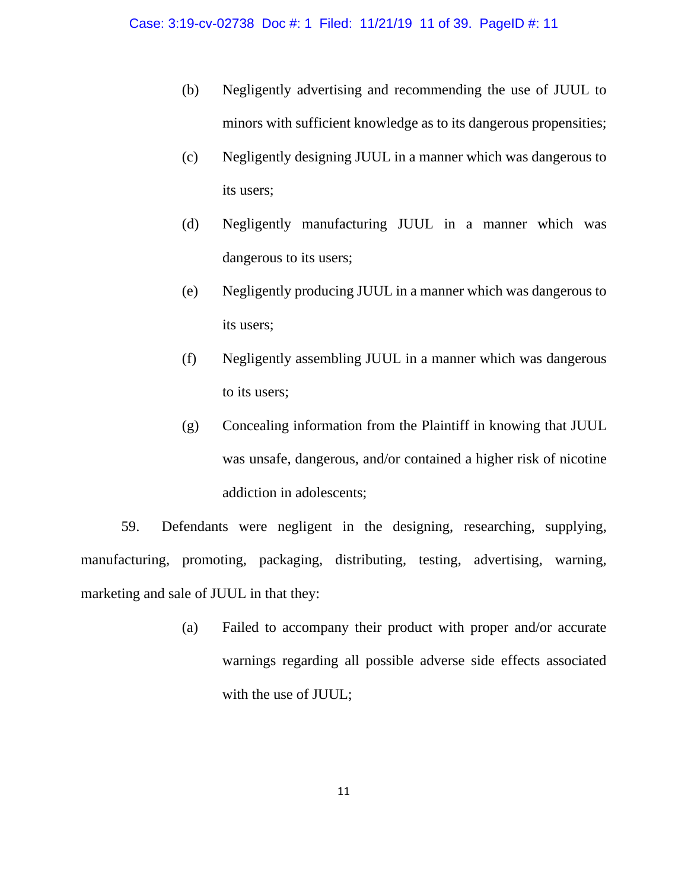(b) Negligently advertising and recommending the use of JUUL to minors with sufficient knowledge as to its dangerous propensities;

(c) Negligently designing JUUL in a manner which was dangerous to its users;

(d) Negligently manufacturing JUUL in a manner which was dangerous to its users;

(e) Negligently producing JUUL in a manner which was dangerous to its users;

(f) Negligently assembling JUUL in a manner which was dangerous to its users;

(g) Concealing information from the Plaintiff in knowing that JUUL was unsafe, dangerous, and/or contained a higher risk of nicotine addiction in adolescents;

59. Defendants were negligent in the designing, researching, supplying, manufacturing, promoting, packaging, distributing, testing, advertising, warning, marketing and sale of JUUL in that they:

(a) Failed to accompany their product with proper and/or accurate warnings regarding all possible adverse side effects associated with the use of JUUL;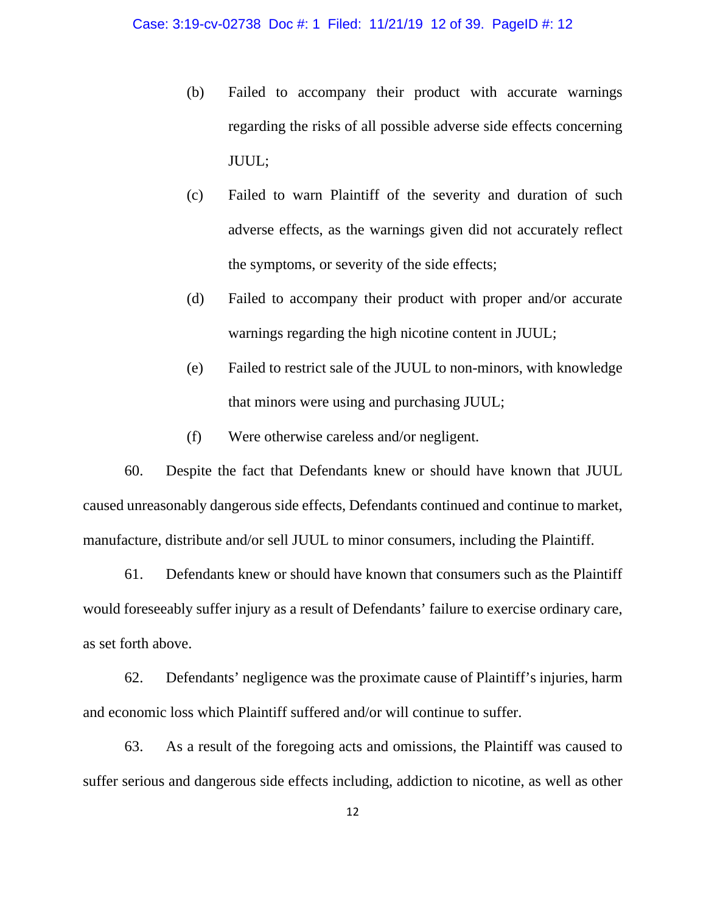(b) Failed to accompany their product with accurate warnings regarding the risks of all possible adverse side effects concerning JUUL;

(c) Failed to warn Plaintiff of the severity and duration of such adverse effects, as the warnings given did not accurately reflect the symptoms, or severity of the side effects;

(d) Failed to accompany their product with proper and/or accurate warnings regarding the high nicotine content in JUUL;

(e) Failed to restrict sale of the JUUL to non-minors, with knowledge that minors were using and purchasing JUUL;

(f) Were otherwise careless and/or negligent.

60. Despite the fact that Defendants knew or should have known that JUUL caused unreasonably dangerous side effects, Defendants continued and continue to market, manufacture, distribute and/or sell JUUL to minor consumers, including the Plaintiff.

61. Defendants knew or should have known that consumers such as the Plaintiff would foreseeably suffer injury as a result of Defendants' failure to exercise ordinary care, as set forth above.

62. Defendants' negligence was the proximate cause of Plaintiff's injuries, harm and economic loss which Plaintiff suffered and/or will continue to suffer.

63. As a result of the foregoing acts and omissions, the Plaintiff was caused to suffer serious and dangerous side effects including, addiction to nicotine, as well as other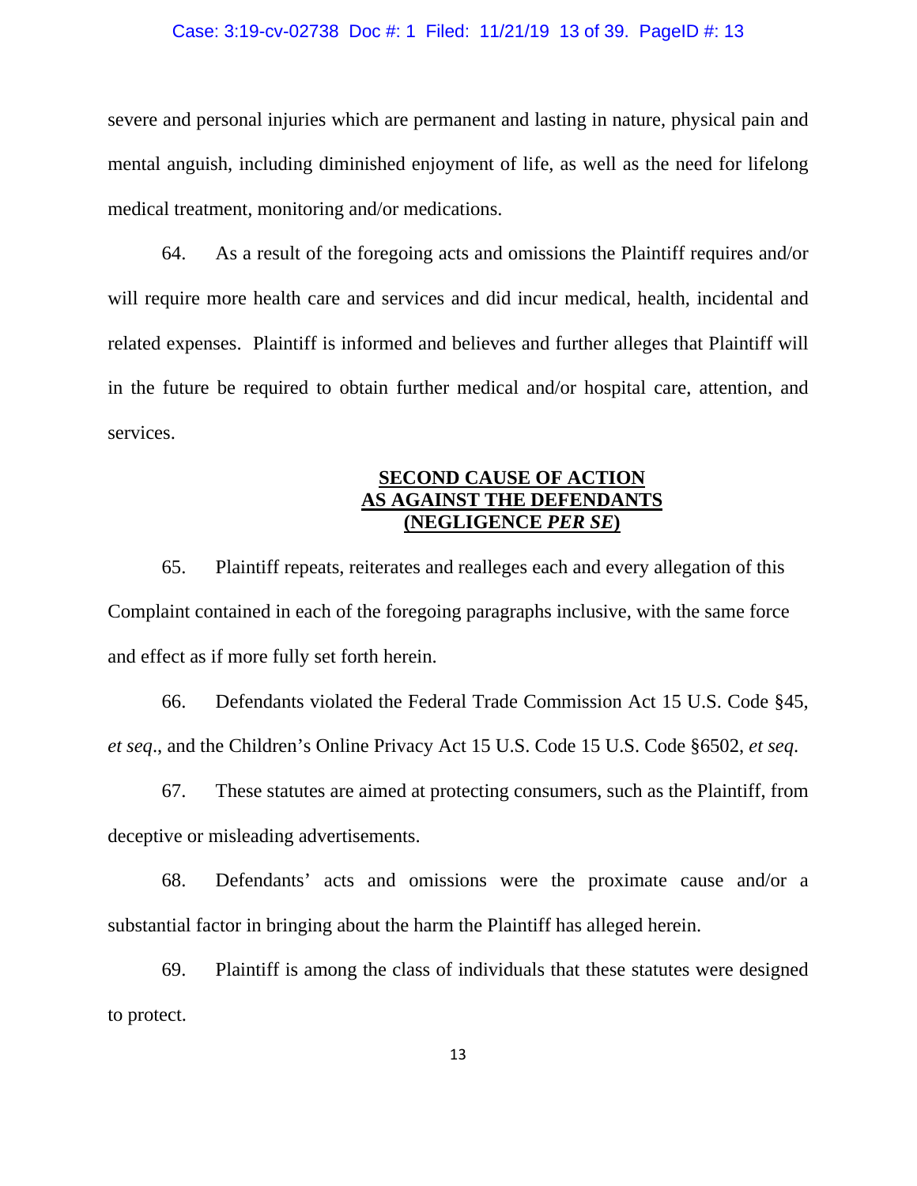severe and personal injuries which are permanent and lasting in nature, physical pain and mental anguish, including diminished enjoyment of life, as well as the need for lifelong medical treatment, monitoring and/or medications.

64. As a result of the foregoing acts and omissions the Plaintiff requires and/or will require more health care and services and did incur medical, health, incidental and related expenses. Plaintiff is informed and believes and further alleges that Plaintiff will in the future be required to obtain further medical and/or hospital care, attention, and services.

**SECOND CAUSE OF ACTION**
**AS AGAINST THE DEFENDANTS**
**(NEGLIGENCE *PER SE*)**

65. Plaintiff repeats, reiterates and realleges each and every allegation of this Complaint contained in each of the foregoing paragraphs inclusive, with the same force and effect as if more fully set forth herein.

66. Defendants violated the Federal Trade Commission Act 15 U.S. Code §45, *et seq*., and the Children's Online Privacy Act 15 U.S. Code 15 U.S. Code §6502, *et seq*.

67. These statutes are aimed at protecting consumers, such as the Plaintiff, from deceptive or misleading advertisements.

68. Defendants' acts and omissions were the proximate cause and/or a substantial factor in bringing about the harm the Plaintiff has alleged herein.

69. Plaintiff is among the class of individuals that these statutes were designed to protect.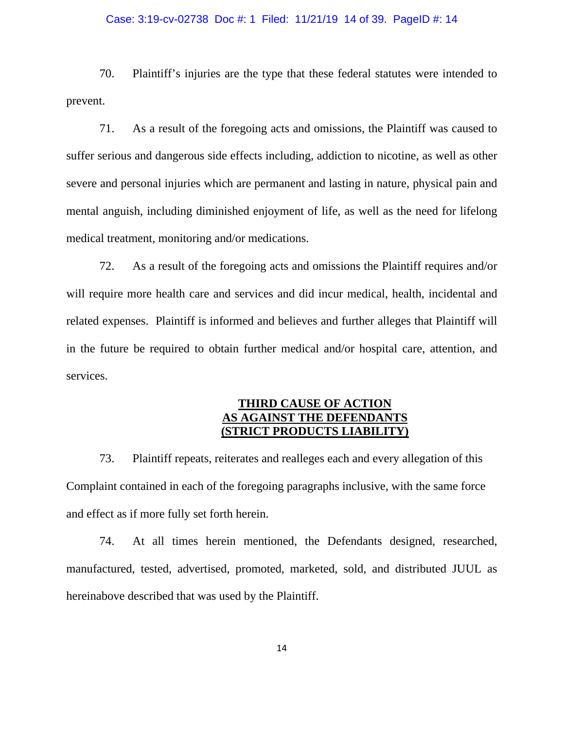70. Plaintiff's injuries are the type that these federal statutes were intended to prevent.

71. As a result of the foregoing acts and omissions, the Plaintiff was caused to suffer serious and dangerous side effects including, addiction to nicotine, as well as other severe and personal injuries which are permanent and lasting in nature, physical pain and mental anguish, including diminished enjoyment of life, as well as the need for lifelong medical treatment, monitoring and/or medications.

72. As a result of the foregoing acts and omissions the Plaintiff requires and/or will require more health care and services and did incur medical, health, incidental and related expenses. Plaintiff is informed and believes and further alleges that Plaintiff will in the future be required to obtain further medical and/or hospital care, attention, and services.

## THIRD CAUSE OF ACTION AS AGAINST THE DEFENDANTS (STRICT PRODUCTS LIABILITY)

73. Plaintiff repeats, reiterates and realleges each and every allegation of this Complaint contained in each of the foregoing paragraphs inclusive, with the same force and effect as if more fully set forth herein.

74. At all times herein mentioned, the Defendants designed, researched, manufactured, tested, advertised, promoted, marketed, sold, and distributed JUUL as hereinabove described that was used by the Plaintiff.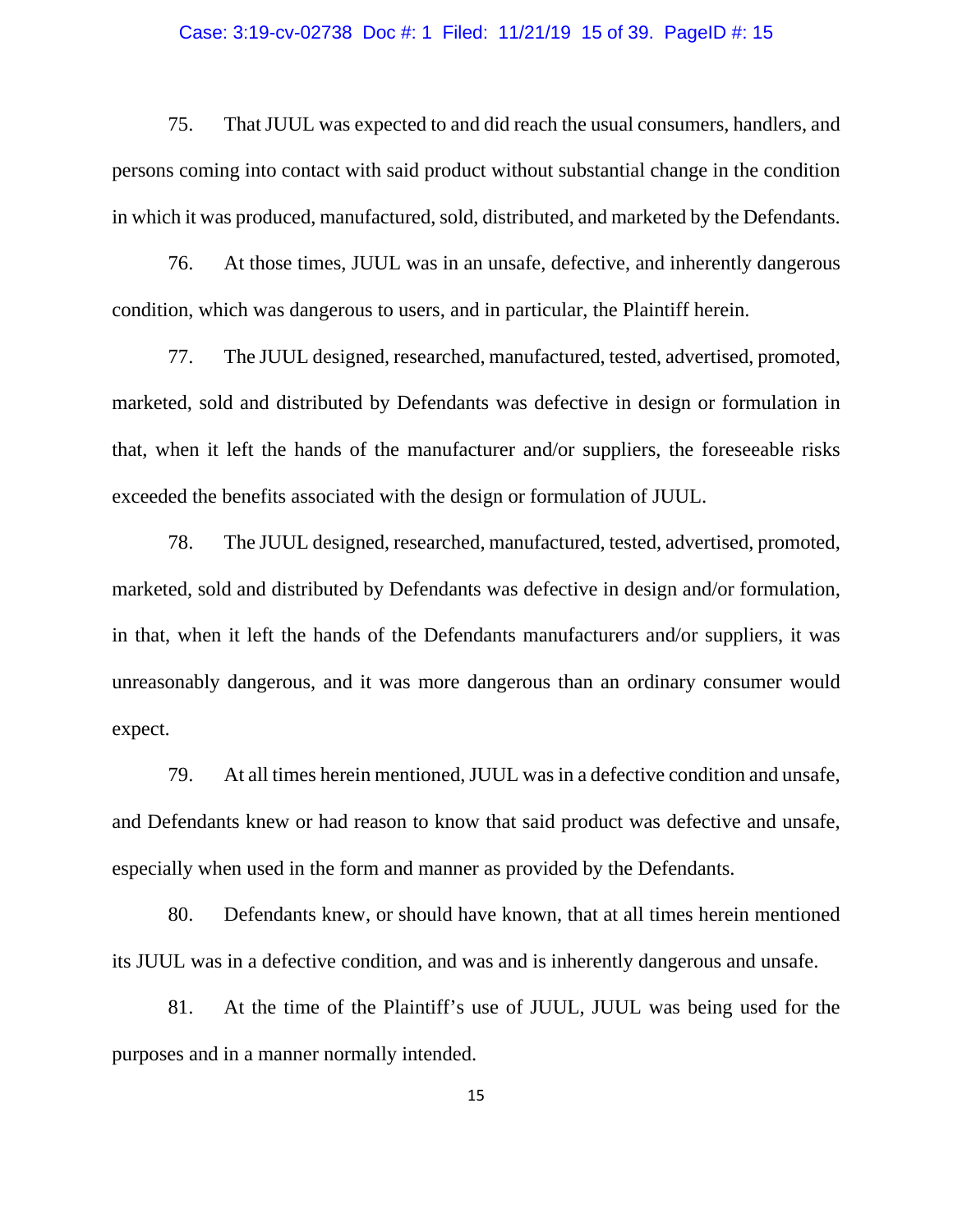75. That JUUL was expected to and did reach the usual consumers, handlers, and persons coming into contact with said product without substantial change in the condition in which it was produced, manufactured, sold, distributed, and marketed by the Defendants.

76. At those times, JUUL was in an unsafe, defective, and inherently dangerous condition, which was dangerous to users, and in particular, the Plaintiff herein.

77. The JUUL designed, researched, manufactured, tested, advertised, promoted, marketed, sold and distributed by Defendants was defective in design or formulation in that, when it left the hands of the manufacturer and/or suppliers, the foreseeable risks exceeded the benefits associated with the design or formulation of JUUL.

78. The JUUL designed, researched, manufactured, tested, advertised, promoted, marketed, sold and distributed by Defendants was defective in design and/or formulation, in that, when it left the hands of the Defendants manufacturers and/or suppliers, it was unreasonably dangerous, and it was more dangerous than an ordinary consumer would expect.

79. At all times herein mentioned, JUUL was in a defective condition and unsafe, and Defendants knew or had reason to know that said product was defective and unsafe, especially when used in the form and manner as provided by the Defendants.

80. Defendants knew, or should have known, that at all times herein mentioned its JUUL was in a defective condition, and was and is inherently dangerous and unsafe.

81. At the time of the Plaintiff's use of JUUL, JUUL was being used for the purposes and in a manner normally intended.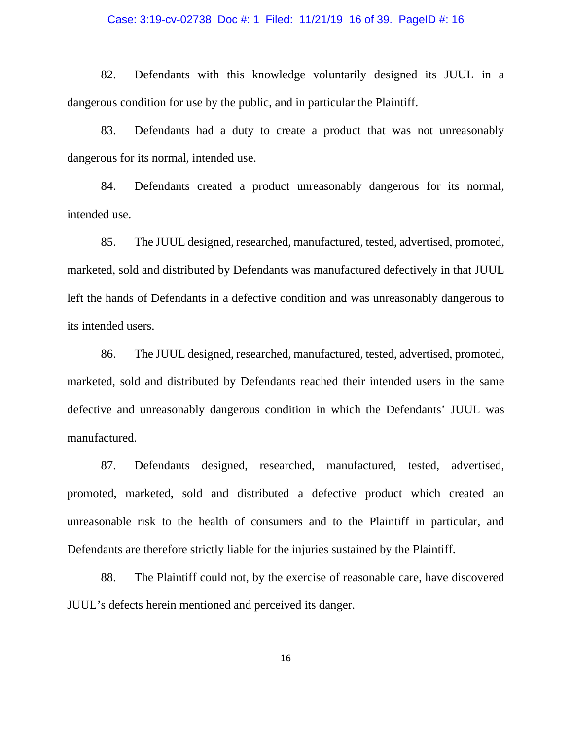82. Defendants with this knowledge voluntarily designed its JUUL in a dangerous condition for use by the public, and in particular the Plaintiff.

83. Defendants had a duty to create a product that was not unreasonably dangerous for its normal, intended use.

84. Defendants created a product unreasonably dangerous for its normal, intended use.

85. The JUUL designed, researched, manufactured, tested, advertised, promoted, marketed, sold and distributed by Defendants was manufactured defectively in that JUUL left the hands of Defendants in a defective condition and was unreasonably dangerous to its intended users.

86. The JUUL designed, researched, manufactured, tested, advertised, promoted, marketed, sold and distributed by Defendants reached their intended users in the same defective and unreasonably dangerous condition in which the Defendants' JUUL was manufactured.

87. Defendants designed, researched, manufactured, tested, advertised, promoted, marketed, sold and distributed a defective product which created an unreasonable risk to the health of consumers and to the Plaintiff in particular, and Defendants are therefore strictly liable for the injuries sustained by the Plaintiff.

88. The Plaintiff could not, by the exercise of reasonable care, have discovered JUUL's defects herein mentioned and perceived its danger.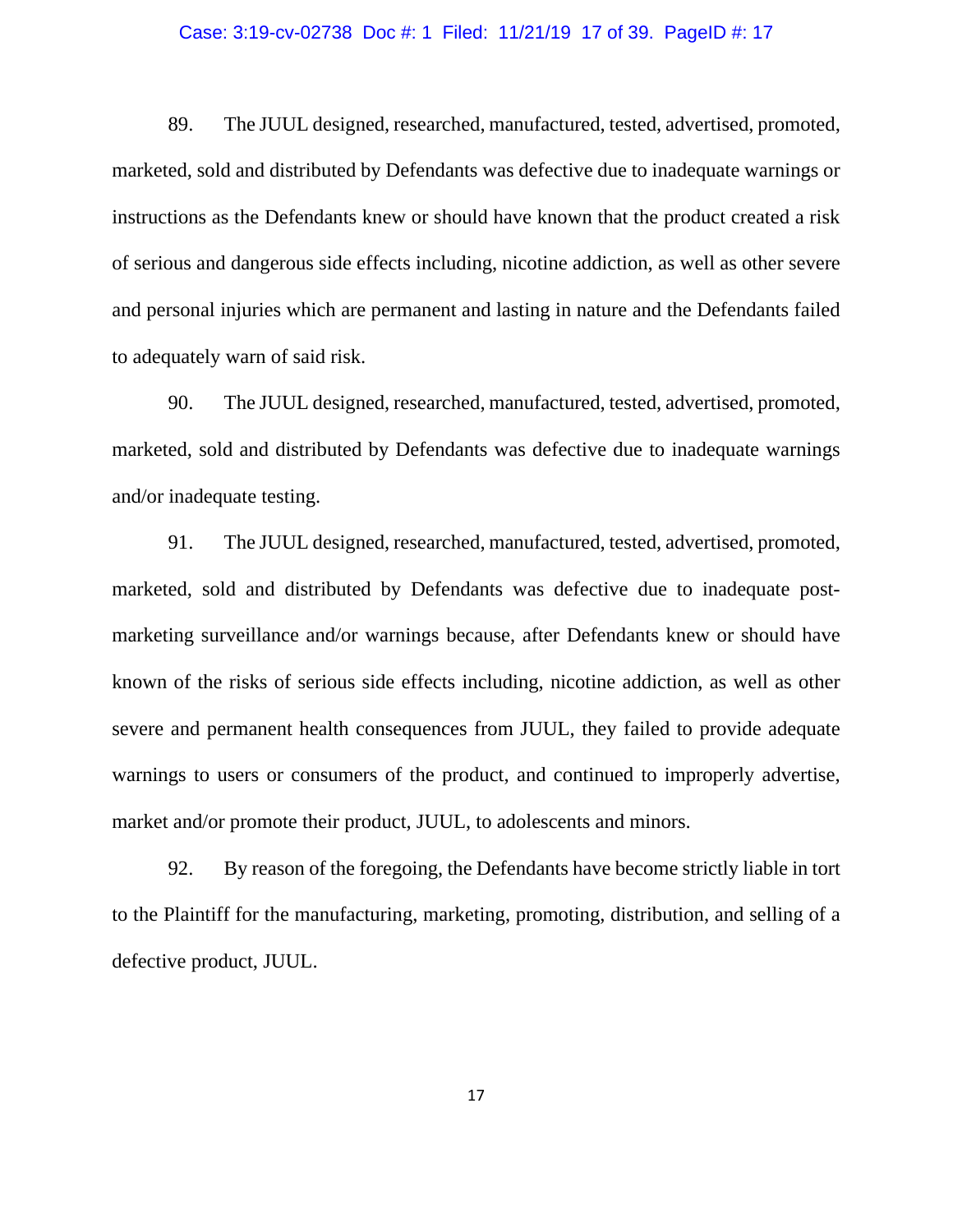89. The JUUL designed, researched, manufactured, tested, advertised, promoted, marketed, sold and distributed by Defendants was defective due to inadequate warnings or instructions as the Defendants knew or should have known that the product created a risk of serious and dangerous side effects including, nicotine addiction, as well as other severe and personal injuries which are permanent and lasting in nature and the Defendants failed to adequately warn of said risk.

90. The JUUL designed, researched, manufactured, tested, advertised, promoted, marketed, sold and distributed by Defendants was defective due to inadequate warnings and/or inadequate testing.

91. The JUUL designed, researched, manufactured, tested, advertised, promoted, marketed, sold and distributed by Defendants was defective due to inadequate post-marketing surveillance and/or warnings because, after Defendants knew or should have known of the risks of serious side effects including, nicotine addiction, as well as other severe and permanent health consequences from JUUL, they failed to provide adequate warnings to users or consumers of the product, and continued to improperly advertise, market and/or promote their product, JUUL, to adolescents and minors.

92. By reason of the foregoing, the Defendants have become strictly liable in tort to the Plaintiff for the manufacturing, marketing, promoting, distribution, and selling of a defective product, JUUL.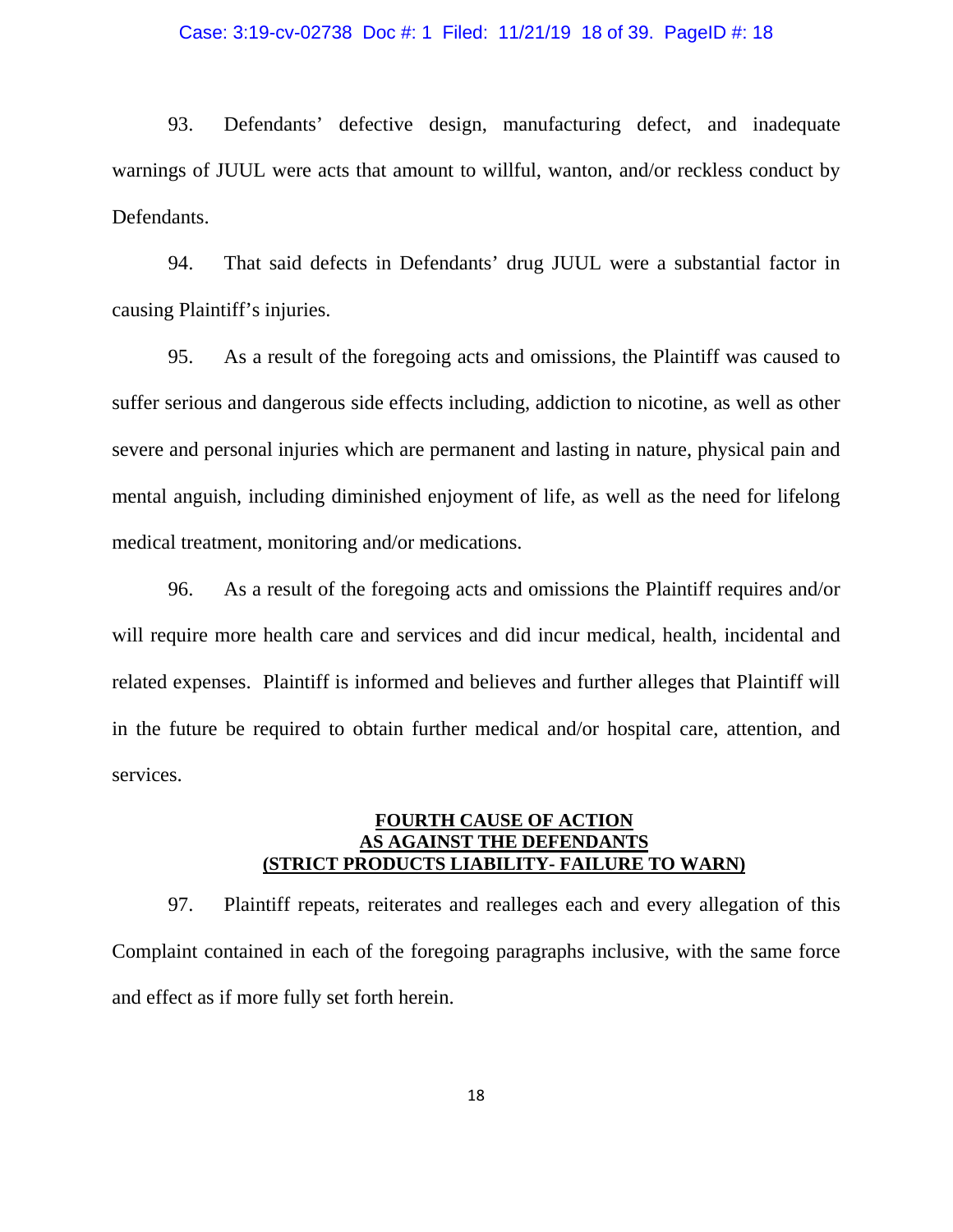93. Defendants' defective design, manufacturing defect, and inadequate warnings of JUUL were acts that amount to willful, wanton, and/or reckless conduct by Defendants.

94. That said defects in Defendants' drug JUUL were a substantial factor in causing Plaintiff's injuries.

95. As a result of the foregoing acts and omissions, the Plaintiff was caused to suffer serious and dangerous side effects including, addiction to nicotine, as well as other severe and personal injuries which are permanent and lasting in nature, physical pain and mental anguish, including diminished enjoyment of life, as well as the need for lifelong medical treatment, monitoring and/or medications.

96. As a result of the foregoing acts and omissions the Plaintiff requires and/or will require more health care and services and did incur medical, health, incidental and related expenses. Plaintiff is informed and believes and further alleges that Plaintiff will in the future be required to obtain further medical and/or hospital care, attention, and services.

## FOURTH CAUSE OF ACTION
## AS AGAINST THE DEFENDANTS
## (STRICT PRODUCTS LIABILITY- FAILURE TO WARN)

97. Plaintiff repeats, reiterates and realleges each and every allegation of this Complaint contained in each of the foregoing paragraphs inclusive, with the same force and effect as if more fully set forth herein.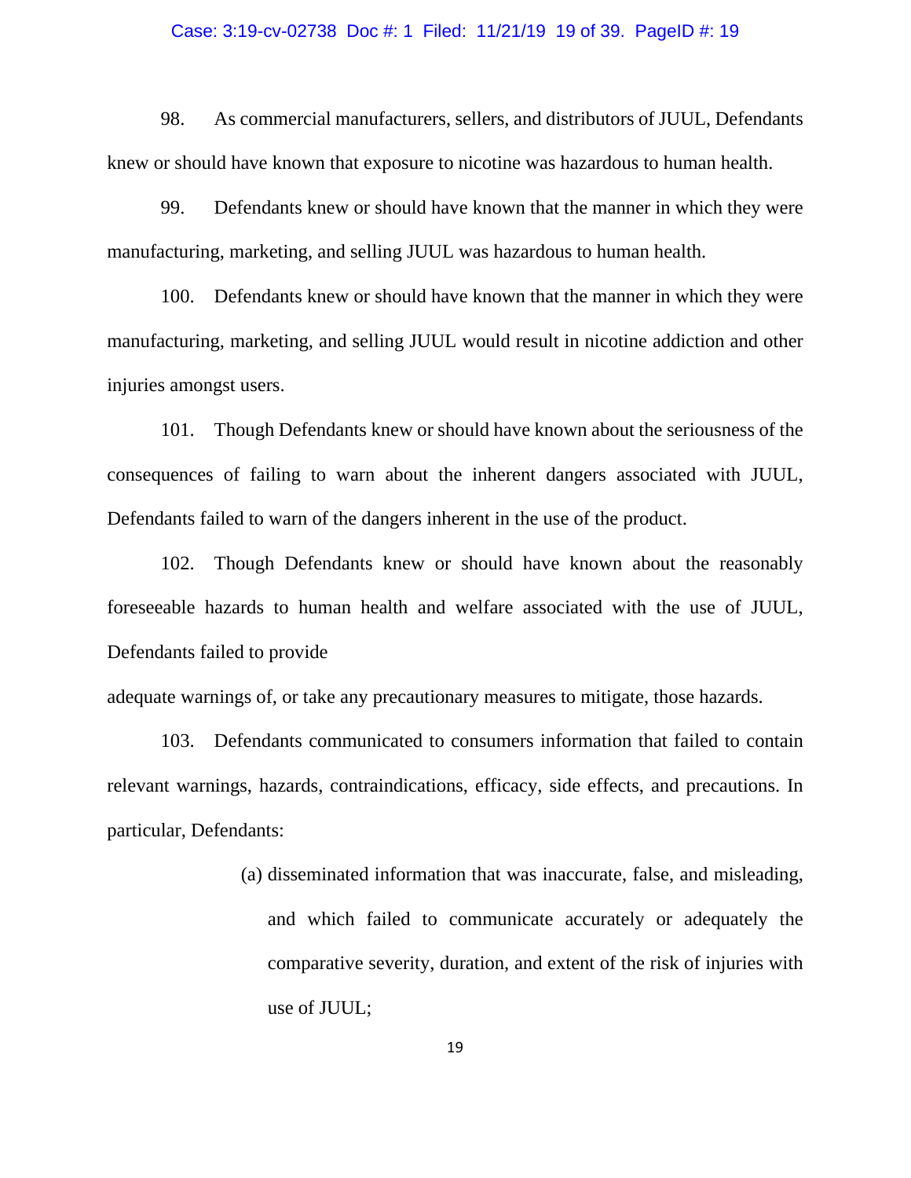98. As commercial manufacturers, sellers, and distributors of JUUL, Defendants knew or should have known that exposure to nicotine was hazardous to human health.

99. Defendants knew or should have known that the manner in which they were manufacturing, marketing, and selling JUUL was hazardous to human health.

100. Defendants knew or should have known that the manner in which they were manufacturing, marketing, and selling JUUL would result in nicotine addiction and other injuries amongst users.

101. Though Defendants knew or should have known about the seriousness of the consequences of failing to warn about the inherent dangers associated with JUUL, Defendants failed to warn of the dangers inherent in the use of the product.

102. Though Defendants knew or should have known about the reasonably foreseeable hazards to human health and welfare associated with the use of JUUL, Defendants failed to provide

adequate warnings of, or take any precautionary measures to mitigate, those hazards.

103. Defendants communicated to consumers information that failed to contain relevant warnings, hazards, contraindications, efficacy, side effects, and precautions. In particular, Defendants:

(a) disseminated information that was inaccurate, false, and misleading, and which failed to communicate accurately or adequately the comparative severity, duration, and extent of the risk of injuries with use of JUUL;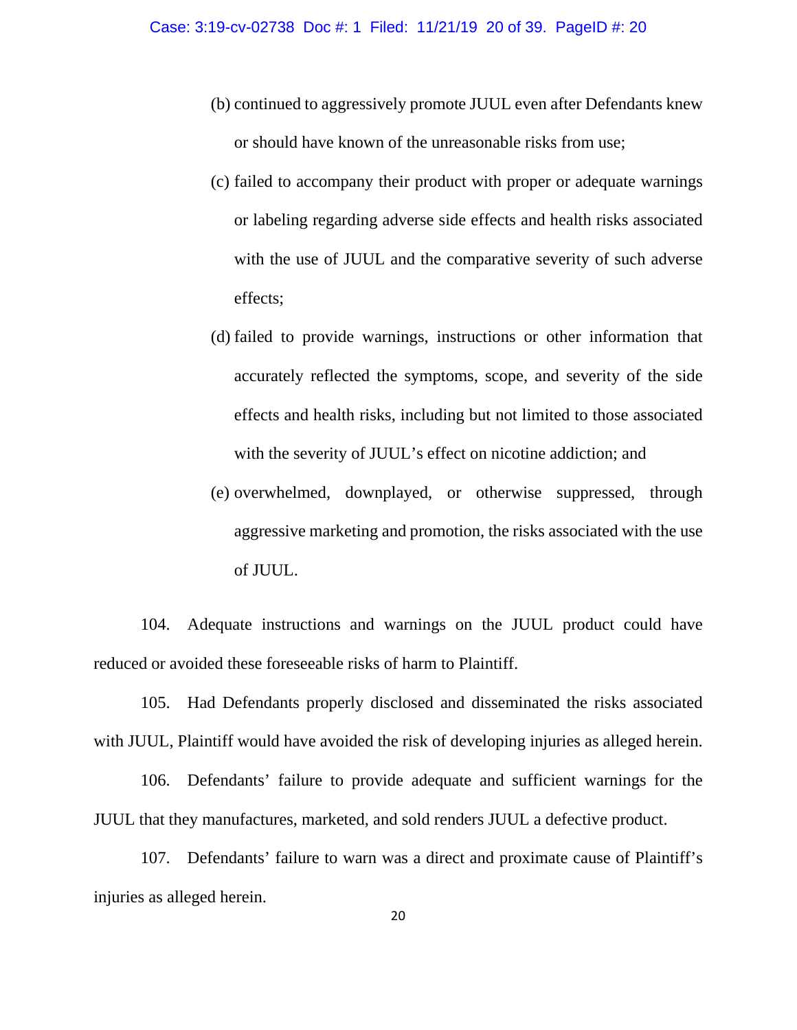(b) continued to aggressively promote JUUL even after Defendants knew or should have known of the unreasonable risks from use;

(c) failed to accompany their product with proper or adequate warnings or labeling regarding adverse side effects and health risks associated with the use of JUUL and the comparative severity of such adverse effects;

(d) failed to provide warnings, instructions or other information that accurately reflected the symptoms, scope, and severity of the side effects and health risks, including but not limited to those associated with the severity of JUUL's effect on nicotine addiction; and

(e) overwhelmed, downplayed, or otherwise suppressed, through aggressive marketing and promotion, the risks associated with the use of JUUL.

104. Adequate instructions and warnings on the JUUL product could have reduced or avoided these foreseeable risks of harm to Plaintiff.

105. Had Defendants properly disclosed and disseminated the risks associated with JUUL, Plaintiff would have avoided the risk of developing injuries as alleged herein.

106. Defendants' failure to provide adequate and sufficient warnings for the JUUL that they manufactures, marketed, and sold renders JUUL a defective product.

107. Defendants' failure to warn was a direct and proximate cause of Plaintiff's injuries as alleged herein.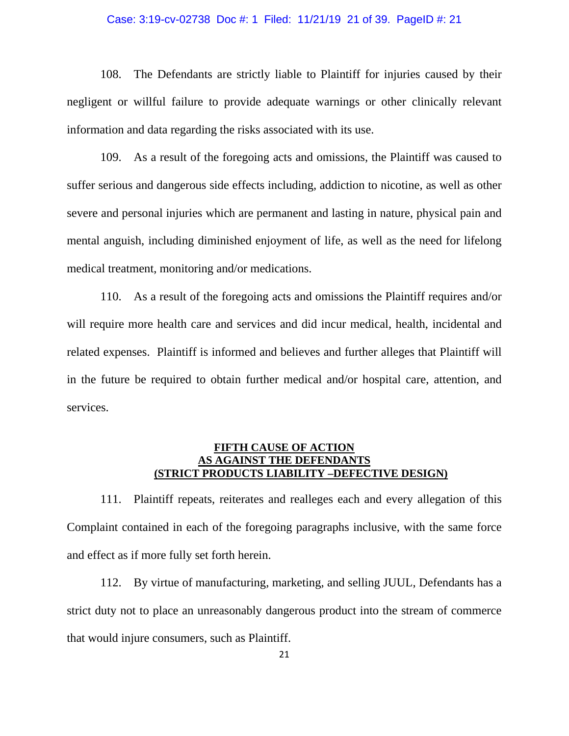108. The Defendants are strictly liable to Plaintiff for injuries caused by their negligent or willful failure to provide adequate warnings or other clinically relevant information and data regarding the risks associated with its use.

109. As a result of the foregoing acts and omissions, the Plaintiff was caused to suffer serious and dangerous side effects including, addiction to nicotine, as well as other severe and personal injuries which are permanent and lasting in nature, physical pain and mental anguish, including diminished enjoyment of life, as well as the need for lifelong medical treatment, monitoring and/or medications.

110. As a result of the foregoing acts and omissions the Plaintiff requires and/or will require more health care and services and did incur medical, health, incidental and related expenses. Plaintiff is informed and believes and further alleges that Plaintiff will in the future be required to obtain further medical and/or hospital care, attention, and services.

## FIFTH CAUSE OF ACTION
## AS AGAINST THE DEFENDANTS
## (STRICT PRODUCTS LIABILITY –DEFECTIVE DESIGN)

111. Plaintiff repeats, reiterates and realleges each and every allegation of this Complaint contained in each of the foregoing paragraphs inclusive, with the same force and effect as if more fully set forth herein.

112. By virtue of manufacturing, marketing, and selling JUUL, Defendants has a strict duty not to place an unreasonably dangerous product into the stream of commerce that would injure consumers, such as Plaintiff.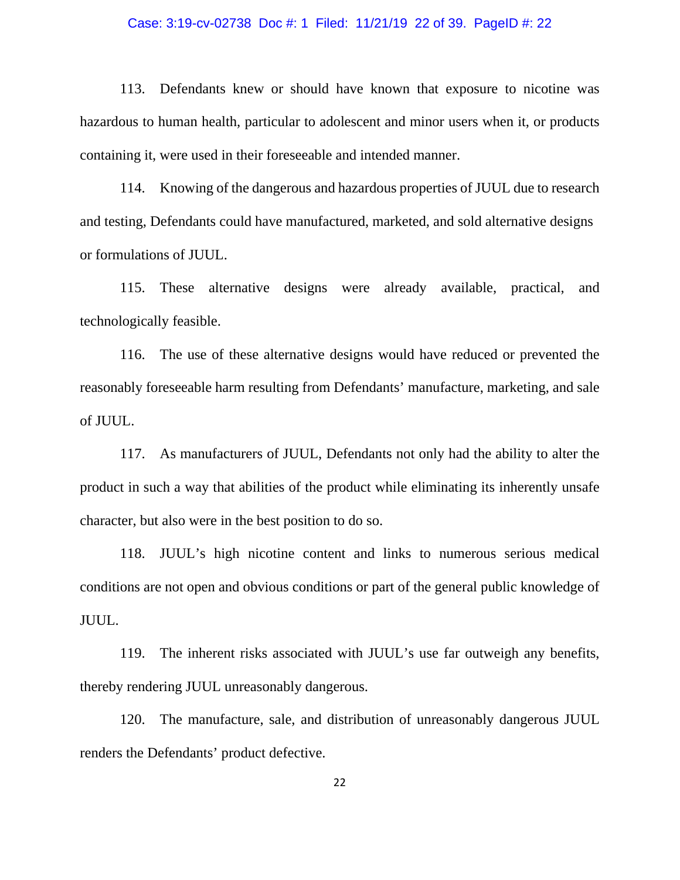113. Defendants knew or should have known that exposure to nicotine was hazardous to human health, particular to adolescent and minor users when it, or products containing it, were used in their foreseeable and intended manner.

114. Knowing of the dangerous and hazardous properties of JUUL due to research and testing, Defendants could have manufactured, marketed, and sold alternative designs or formulations of JUUL.

115. These alternative designs were already available, practical, and technologically feasible.

116. The use of these alternative designs would have reduced or prevented the reasonably foreseeable harm resulting from Defendants' manufacture, marketing, and sale of JUUL.

117. As manufacturers of JUUL, Defendants not only had the ability to alter the product in such a way that abilities of the product while eliminating its inherently unsafe character, but also were in the best position to do so.

118. JUUL's high nicotine content and links to numerous serious medical conditions are not open and obvious conditions or part of the general public knowledge of JUUL.

119. The inherent risks associated with JUUL's use far outweigh any benefits, thereby rendering JUUL unreasonably dangerous.

120. The manufacture, sale, and distribution of unreasonably dangerous JUUL renders the Defendants' product defective.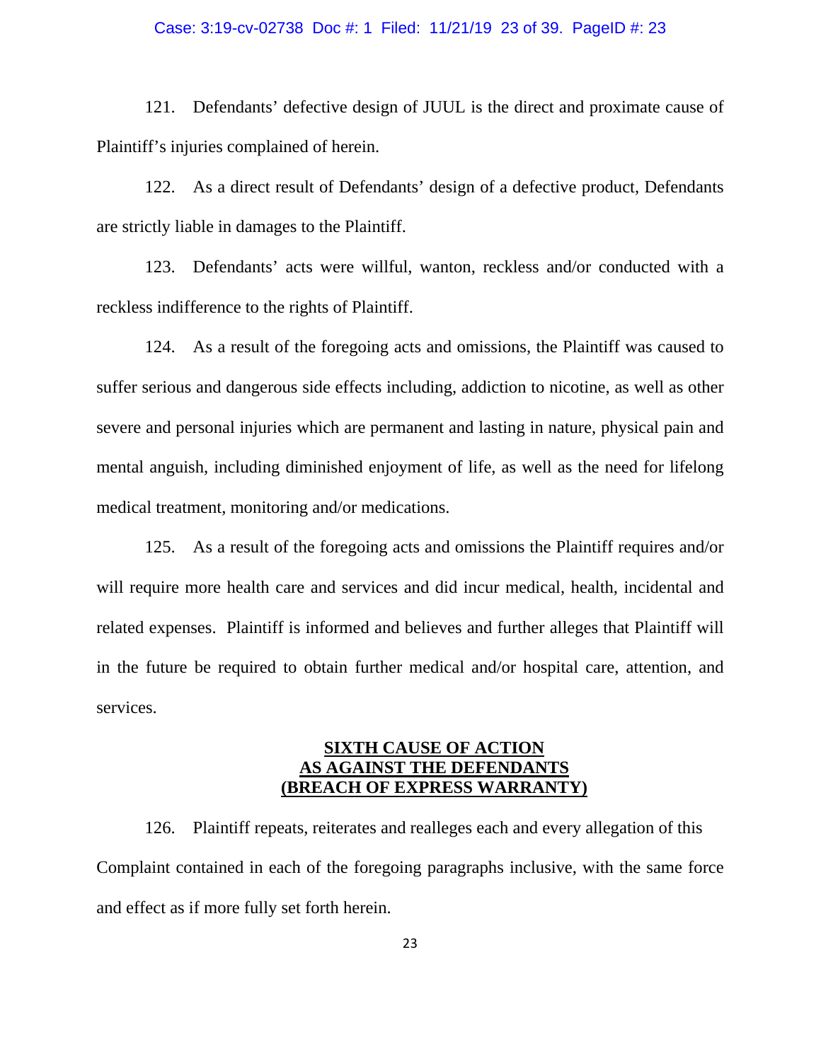121. Defendants' defective design of JUUL is the direct and proximate cause of Plaintiff's injuries complained of herein.

122. As a direct result of Defendants' design of a defective product, Defendants are strictly liable in damages to the Plaintiff.

123. Defendants' acts were willful, wanton, reckless and/or conducted with a reckless indifference to the rights of Plaintiff.

124. As a result of the foregoing acts and omissions, the Plaintiff was caused to suffer serious and dangerous side effects including, addiction to nicotine, as well as other severe and personal injuries which are permanent and lasting in nature, physical pain and mental anguish, including diminished enjoyment of life, as well as the need for lifelong medical treatment, monitoring and/or medications.

125. As a result of the foregoing acts and omissions the Plaintiff requires and/or will require more health care and services and did incur medical, health, incidental and related expenses. Plaintiff is informed and believes and further alleges that Plaintiff will in the future be required to obtain further medical and/or hospital care, attention, and services.

## SIXTH CAUSE OF ACTION AS AGAINST THE DEFENDANTS (BREACH OF EXPRESS WARRANTY)

126. Plaintiff repeats, reiterates and realleges each and every allegation of this Complaint contained in each of the foregoing paragraphs inclusive, with the same force and effect as if more fully set forth herein.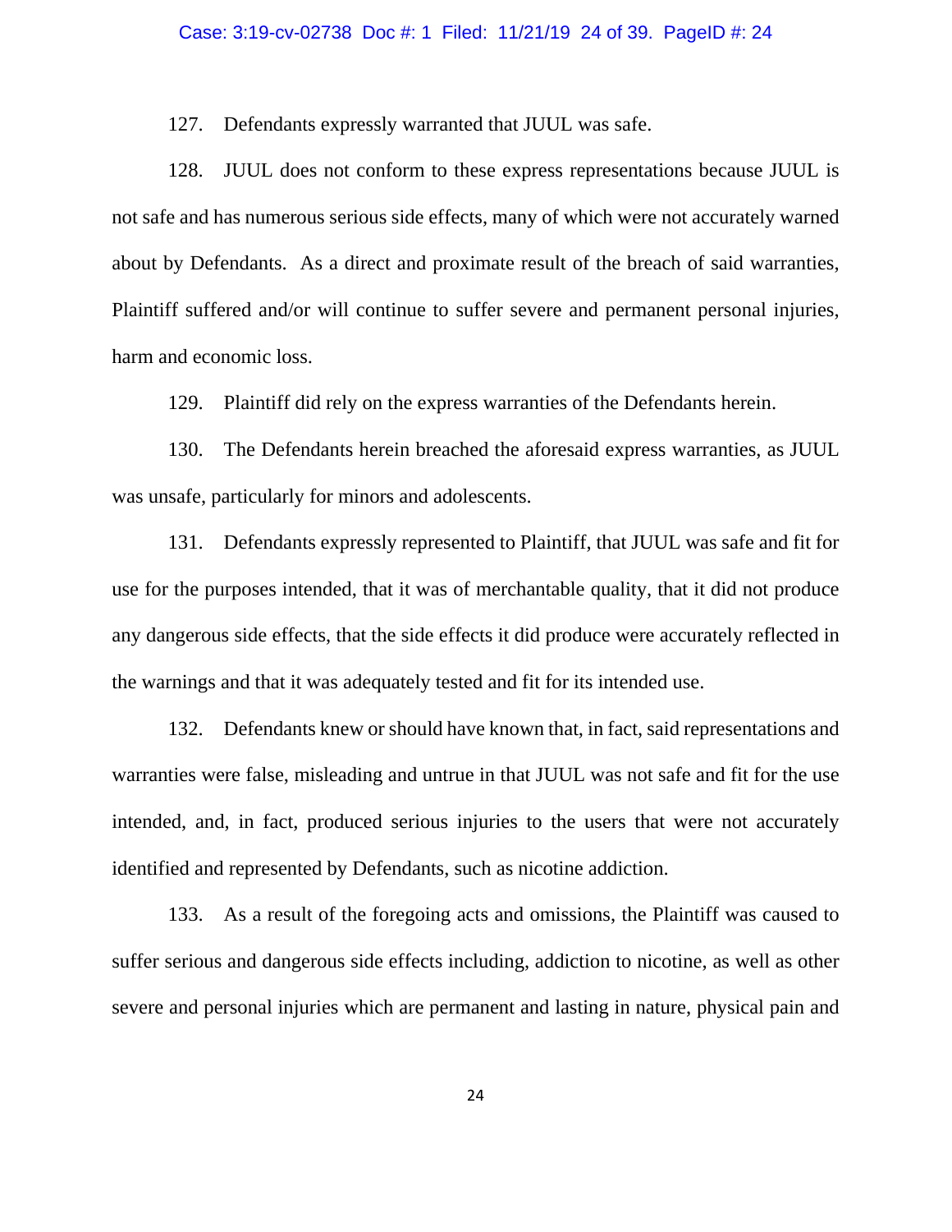127. Defendants expressly warranted that JUUL was safe.

128. JUUL does not conform to these express representations because JUUL is not safe and has numerous serious side effects, many of which were not accurately warned about by Defendants. As a direct and proximate result of the breach of said warranties, Plaintiff suffered and/or will continue to suffer severe and permanent personal injuries, harm and economic loss.

129. Plaintiff did rely on the express warranties of the Defendants herein.

130. The Defendants herein breached the aforesaid express warranties, as JUUL was unsafe, particularly for minors and adolescents.

131. Defendants expressly represented to Plaintiff, that JUUL was safe and fit for use for the purposes intended, that it was of merchantable quality, that it did not produce any dangerous side effects, that the side effects it did produce were accurately reflected in the warnings and that it was adequately tested and fit for its intended use.

132. Defendants knew or should have known that, in fact, said representations and warranties were false, misleading and untrue in that JUUL was not safe and fit for the use intended, and, in fact, produced serious injuries to the users that were not accurately identified and represented by Defendants, such as nicotine addiction.

133. As a result of the foregoing acts and omissions, the Plaintiff was caused to suffer serious and dangerous side effects including, addiction to nicotine, as well as other severe and personal injuries which are permanent and lasting in nature, physical pain and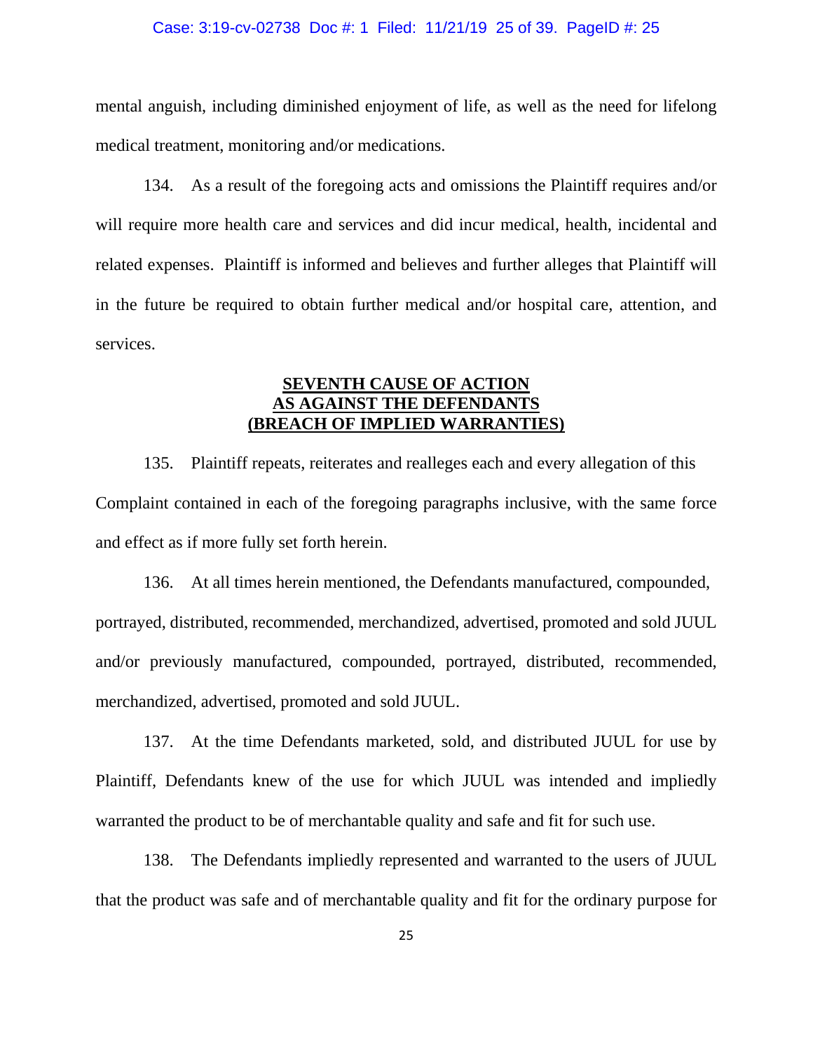mental anguish, including diminished enjoyment of life, as well as the need for lifelong medical treatment, monitoring and/or medications.

134. As a result of the foregoing acts and omissions the Plaintiff requires and/or will require more health care and services and did incur medical, health, incidental and related expenses. Plaintiff is informed and believes and further alleges that Plaintiff will in the future be required to obtain further medical and/or hospital care, attention, and services.

## SEVENTH CAUSE OF ACTION
## AS AGAINST THE DEFENDANTS
## (BREACH OF IMPLIED WARRANTIES)

135. Plaintiff repeats, reiterates and realleges each and every allegation of this Complaint contained in each of the foregoing paragraphs inclusive, with the same force and effect as if more fully set forth herein.

136. At all times herein mentioned, the Defendants manufactured, compounded, portrayed, distributed, recommended, merchandized, advertised, promoted and sold JUUL and/or previously manufactured, compounded, portrayed, distributed, recommended, merchandized, advertised, promoted and sold JUUL.

137. At the time Defendants marketed, sold, and distributed JUUL for use by Plaintiff, Defendants knew of the use for which JUUL was intended and impliedly warranted the product to be of merchantable quality and safe and fit for such use.

138. The Defendants impliedly represented and warranted to the users of JUUL that the product was safe and of merchantable quality and fit for the ordinary purpose for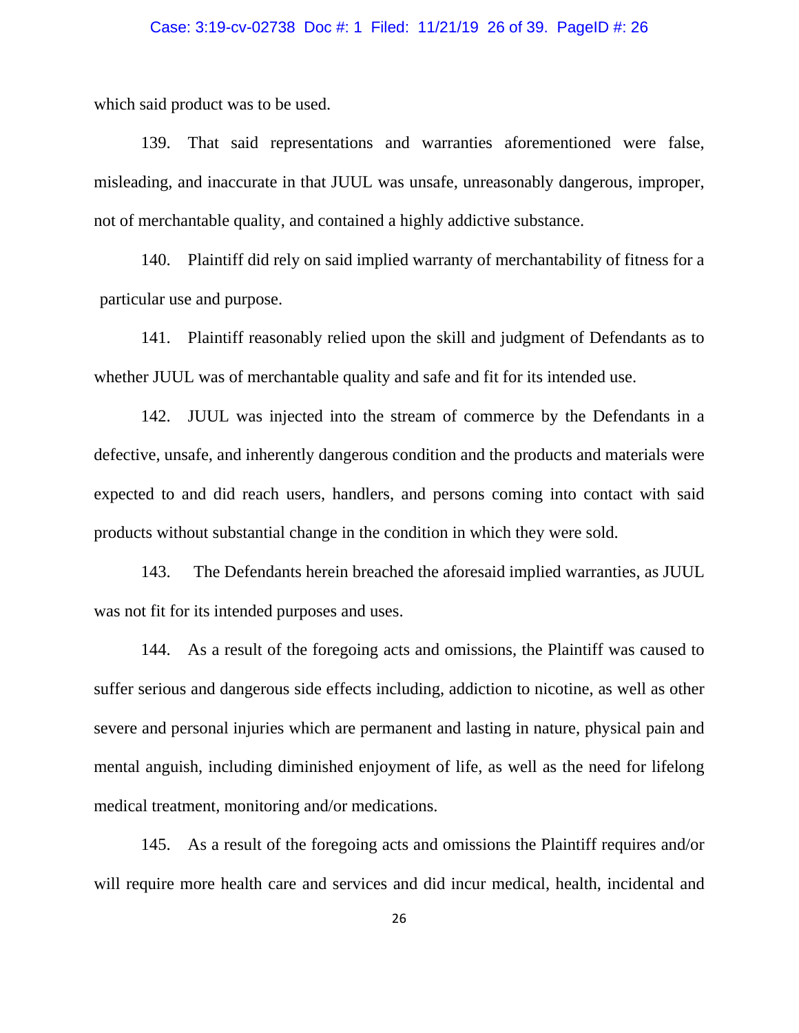which said product was to be used.

139. That said representations and warranties aforementioned were false, misleading, and inaccurate in that JUUL was unsafe, unreasonably dangerous, improper, not of merchantable quality, and contained a highly addictive substance.

140. Plaintiff did rely on said implied warranty of merchantability of fitness for a particular use and purpose.

141. Plaintiff reasonably relied upon the skill and judgment of Defendants as to whether JUUL was of merchantable quality and safe and fit for its intended use.

142. JUUL was injected into the stream of commerce by the Defendants in a defective, unsafe, and inherently dangerous condition and the products and materials were expected to and did reach users, handlers, and persons coming into contact with said products without substantial change in the condition in which they were sold.

143. The Defendants herein breached the aforesaid implied warranties, as JUUL was not fit for its intended purposes and uses.

144. As a result of the foregoing acts and omissions, the Plaintiff was caused to suffer serious and dangerous side effects including, addiction to nicotine, as well as other severe and personal injuries which are permanent and lasting in nature, physical pain and mental anguish, including diminished enjoyment of life, as well as the need for lifelong medical treatment, monitoring and/or medications.

145. As a result of the foregoing acts and omissions the Plaintiff requires and/or will require more health care and services and did incur medical, health, incidental and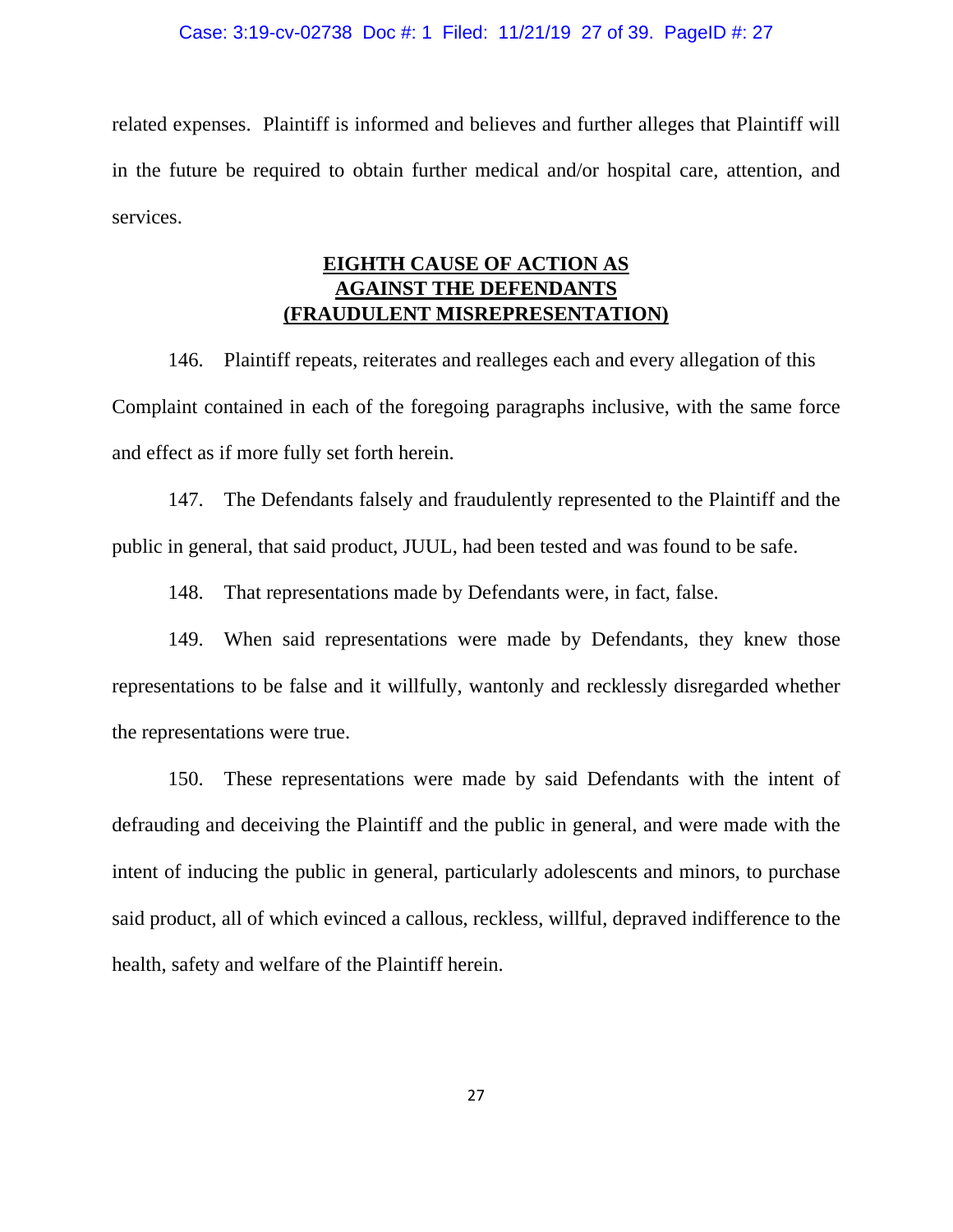related expenses. Plaintiff is informed and believes and further alleges that Plaintiff will in the future be required to obtain further medical and/or hospital care, attention, and services.

## **EIGHTH CAUSE OF ACTION AS AGAINST THE DEFENDANTS (FRAUDULENT MISREPRESENTATION)**

146. Plaintiff repeats, reiterates and realleges each and every allegation of this Complaint contained in each of the foregoing paragraphs inclusive, with the same force and effect as if more fully set forth herein.

147. The Defendants falsely and fraudulently represented to the Plaintiff and the public in general, that said product, JUUL, had been tested and was found to be safe.

148. That representations made by Defendants were, in fact, false.

149. When said representations were made by Defendants, they knew those representations to be false and it willfully, wantonly and recklessly disregarded whether the representations were true.

150. These representations were made by said Defendants with the intent of defrauding and deceiving the Plaintiff and the public in general, and were made with the intent of inducing the public in general, particularly adolescents and minors, to purchase said product, all of which evinced a callous, reckless, willful, depraved indifference to the health, safety and welfare of the Plaintiff herein.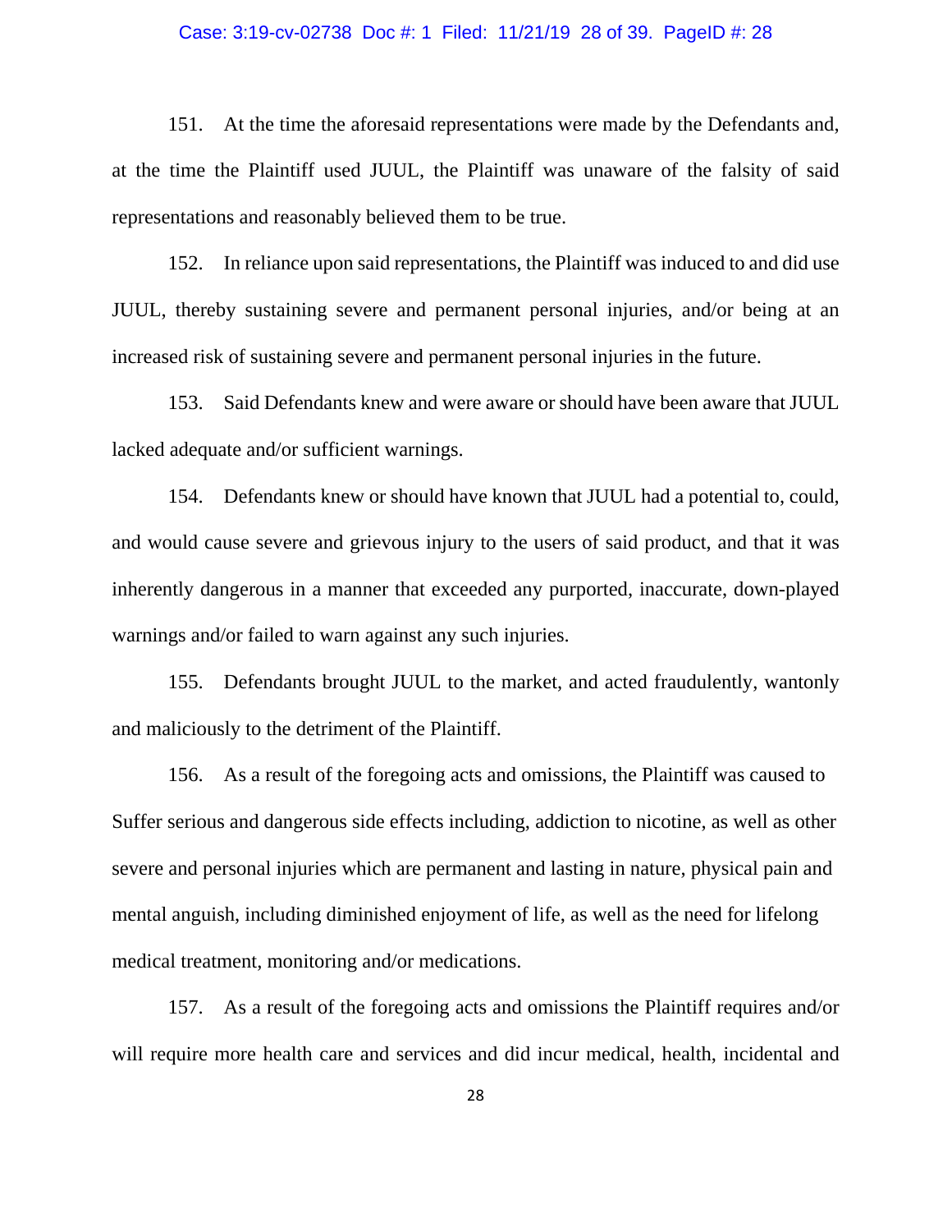151. At the time the aforesaid representations were made by the Defendants and, at the time the Plaintiff used JUUL, the Plaintiff was unaware of the falsity of said representations and reasonably believed them to be true.

152. In reliance upon said representations, the Plaintiff was induced to and did use JUUL, thereby sustaining severe and permanent personal injuries, and/or being at an increased risk of sustaining severe and permanent personal injuries in the future.

153. Said Defendants knew and were aware or should have been aware that JUUL lacked adequate and/or sufficient warnings.

154. Defendants knew or should have known that JUUL had a potential to, could, and would cause severe and grievous injury to the users of said product, and that it was inherently dangerous in a manner that exceeded any purported, inaccurate, down-played warnings and/or failed to warn against any such injuries.

155. Defendants brought JUUL to the market, and acted fraudulently, wantonly and maliciously to the detriment of the Plaintiff.

156. As a result of the foregoing acts and omissions, the Plaintiff was caused to Suffer serious and dangerous side effects including, addiction to nicotine, as well as other severe and personal injuries which are permanent and lasting in nature, physical pain and mental anguish, including diminished enjoyment of life, as well as the need for lifelong medical treatment, monitoring and/or medications.

157. As a result of the foregoing acts and omissions the Plaintiff requires and/or will require more health care and services and did incur medical, health, incidental and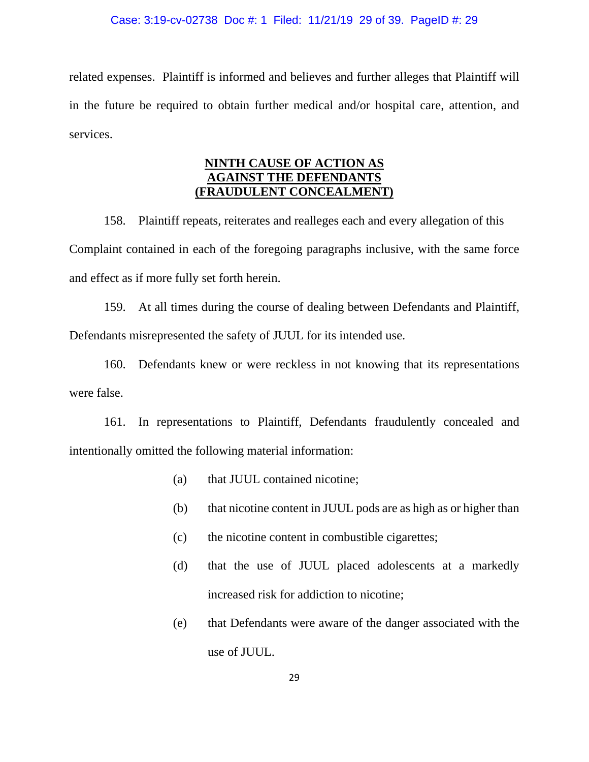related expenses. Plaintiff is informed and believes and further alleges that Plaintiff will in the future be required to obtain further medical and/or hospital care, attention, and services.

## NINTH CAUSE OF ACTION AS AGAINST THE DEFENDANTS (FRAUDULENT CONCEALMENT)

158. Plaintiff repeats, reiterates and realleges each and every allegation of this Complaint contained in each of the foregoing paragraphs inclusive, with the same force and effect as if more fully set forth herein.

159. At all times during the course of dealing between Defendants and Plaintiff, Defendants misrepresented the safety of JUUL for its intended use.

160. Defendants knew or were reckless in not knowing that its representations were false.

161. In representations to Plaintiff, Defendants fraudulently concealed and intentionally omitted the following material information:

(a) that JUUL contained nicotine;

(b) that nicotine content in JUUL pods are as high as or higher than

(c) the nicotine content in combustible cigarettes;

(d) that the use of JUUL placed adolescents at a markedly increased risk for addiction to nicotine;

(e) that Defendants were aware of the danger associated with the use of JUUL.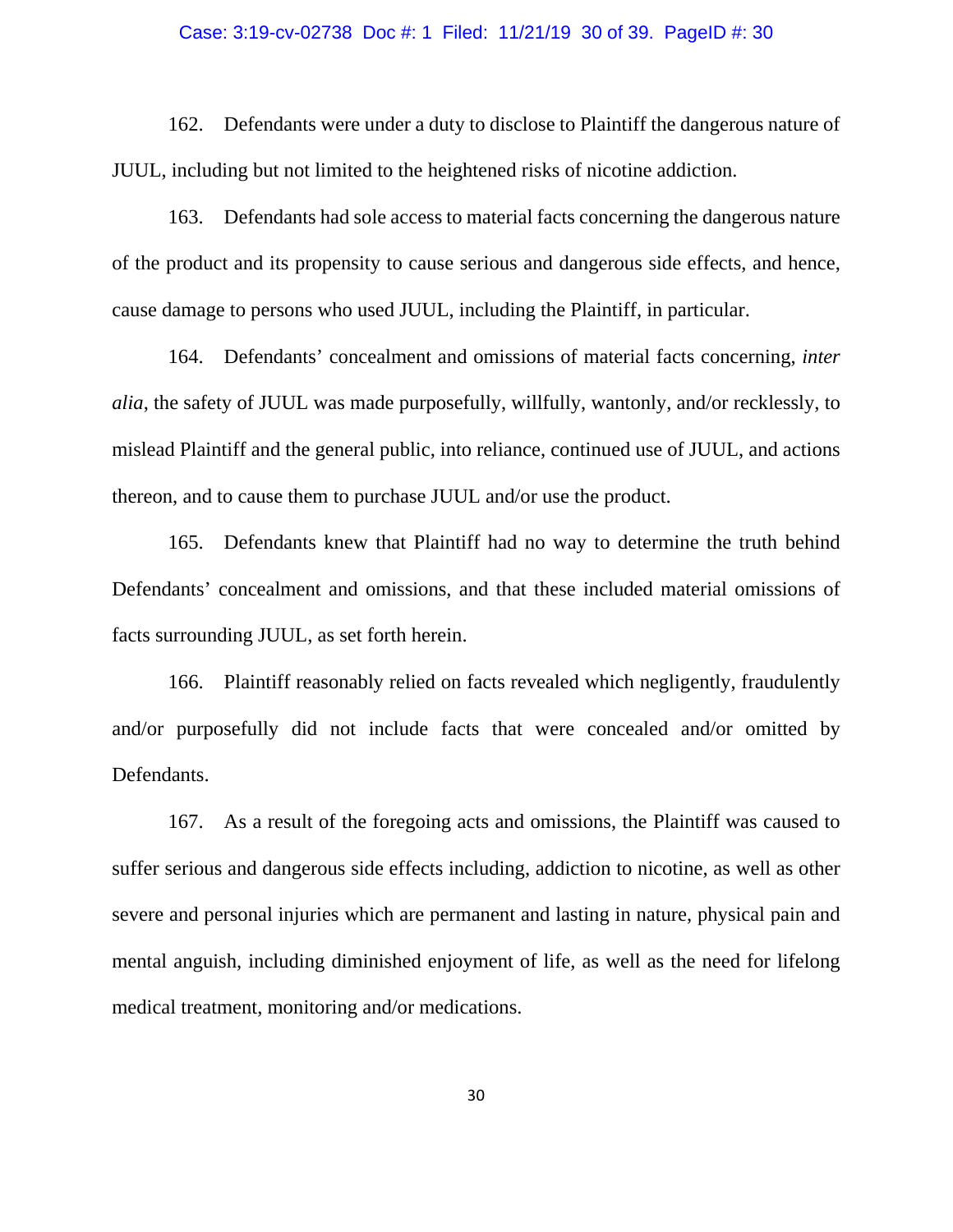162. Defendants were under a duty to disclose to Plaintiff the dangerous nature of JUUL, including but not limited to the heightened risks of nicotine addiction.

163. Defendants had sole access to material facts concerning the dangerous nature of the product and its propensity to cause serious and dangerous side effects, and hence, cause damage to persons who used JUUL, including the Plaintiff, in particular.

164. Defendants' concealment and omissions of material facts concerning, *inter alia*, the safety of JUUL was made purposefully, willfully, wantonly, and/or recklessly, to mislead Plaintiff and the general public, into reliance, continued use of JUUL, and actions thereon, and to cause them to purchase JUUL and/or use the product.

165. Defendants knew that Plaintiff had no way to determine the truth behind Defendants' concealment and omissions, and that these included material omissions of facts surrounding JUUL, as set forth herein.

166. Plaintiff reasonably relied on facts revealed which negligently, fraudulently and/or purposefully did not include facts that were concealed and/or omitted by Defendants.

167. As a result of the foregoing acts and omissions, the Plaintiff was caused to suffer serious and dangerous side effects including, addiction to nicotine, as well as other severe and personal injuries which are permanent and lasting in nature, physical pain and mental anguish, including diminished enjoyment of life, as well as the need for lifelong medical treatment, monitoring and/or medications.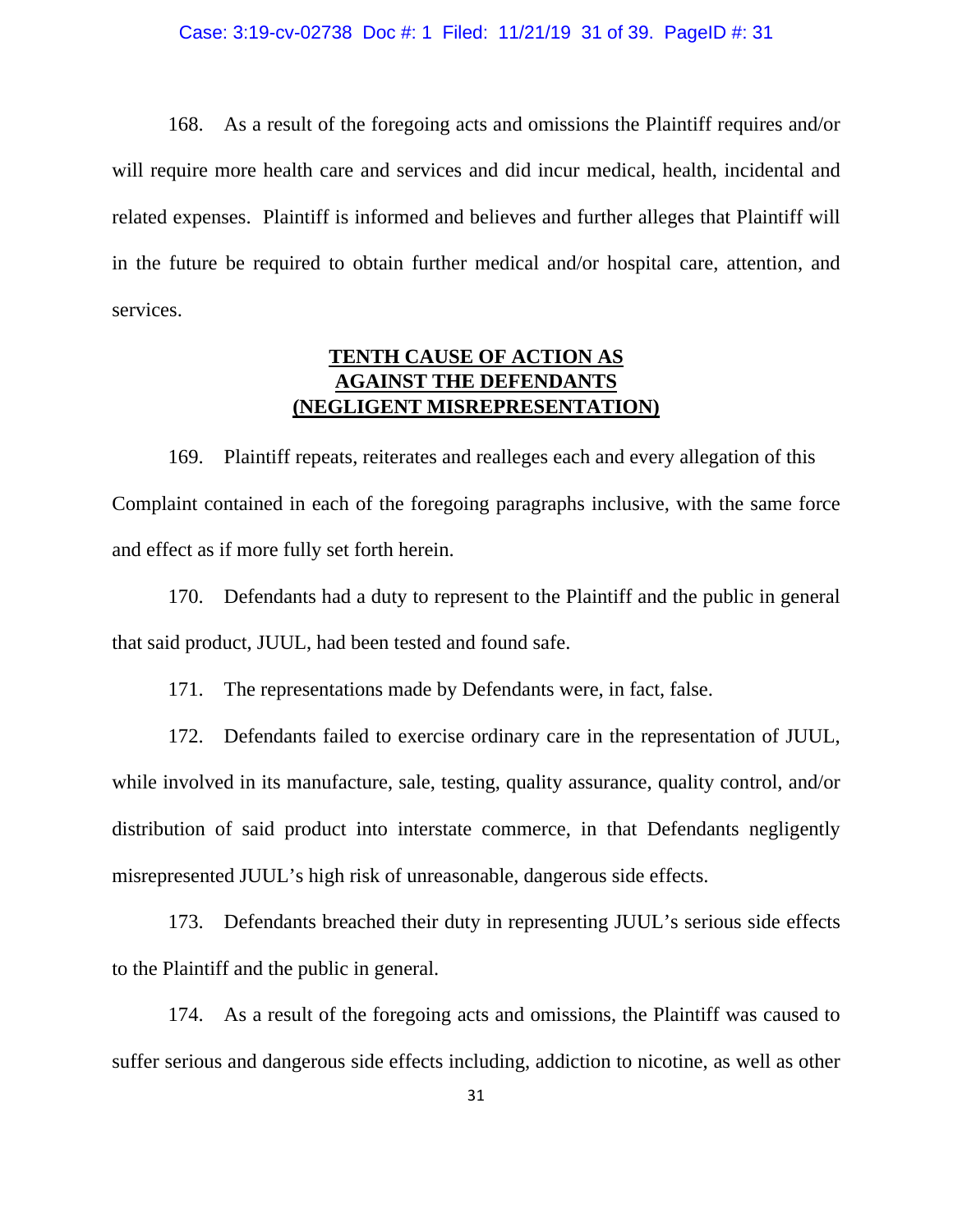168. As a result of the foregoing acts and omissions the Plaintiff requires and/or will require more health care and services and did incur medical, health, incidental and related expenses. Plaintiff is informed and believes and further alleges that Plaintiff will in the future be required to obtain further medical and/or hospital care, attention, and services.

**TENTH CAUSE OF ACTION AS AGAINST THE DEFENDANTS (NEGLIGENT MISREPRESENTATION)**

169. Plaintiff repeats, reiterates and realleges each and every allegation of this Complaint contained in each of the foregoing paragraphs inclusive, with the same force and effect as if more fully set forth herein.

170. Defendants had a duty to represent to the Plaintiff and the public in general that said product, JUUL, had been tested and found safe.

171. The representations made by Defendants were, in fact, false.

172. Defendants failed to exercise ordinary care in the representation of JUUL, while involved in its manufacture, sale, testing, quality assurance, quality control, and/or distribution of said product into interstate commerce, in that Defendants negligently misrepresented JUUL's high risk of unreasonable, dangerous side effects.

173. Defendants breached their duty in representing JUUL's serious side effects to the Plaintiff and the public in general.

174. As a result of the foregoing acts and omissions, the Plaintiff was caused to suffer serious and dangerous side effects including, addiction to nicotine, as well as other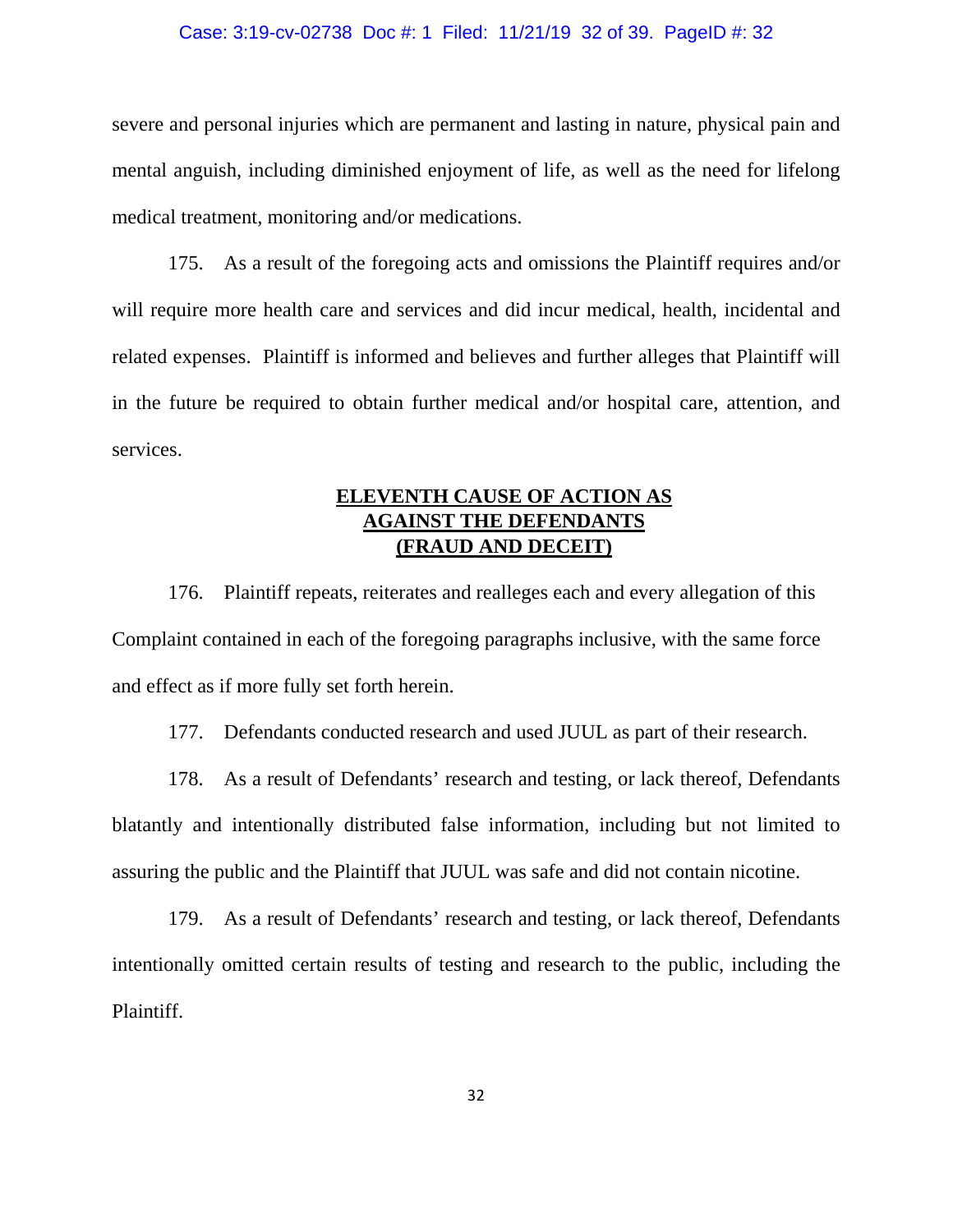severe and personal injuries which are permanent and lasting in nature, physical pain and mental anguish, including diminished enjoyment of life, as well as the need for lifelong medical treatment, monitoring and/or medications.

175. As a result of the foregoing acts and omissions the Plaintiff requires and/or will require more health care and services and did incur medical, health, incidental and related expenses. Plaintiff is informed and believes and further alleges that Plaintiff will in the future be required to obtain further medical and/or hospital care, attention, and services.

## **ELEVENTH CAUSE OF ACTION AS AGAINST THE DEFENDANTS (FRAUD AND DECEIT)**

176. Plaintiff repeats, reiterates and realleges each and every allegation of this Complaint contained in each of the foregoing paragraphs inclusive, with the same force and effect as if more fully set forth herein.

177. Defendants conducted research and used JUUL as part of their research.

178. As a result of Defendants' research and testing, or lack thereof, Defendants blatantly and intentionally distributed false information, including but not limited to assuring the public and the Plaintiff that JUUL was safe and did not contain nicotine.

179. As a result of Defendants' research and testing, or lack thereof, Defendants intentionally omitted certain results of testing and research to the public, including the Plaintiff.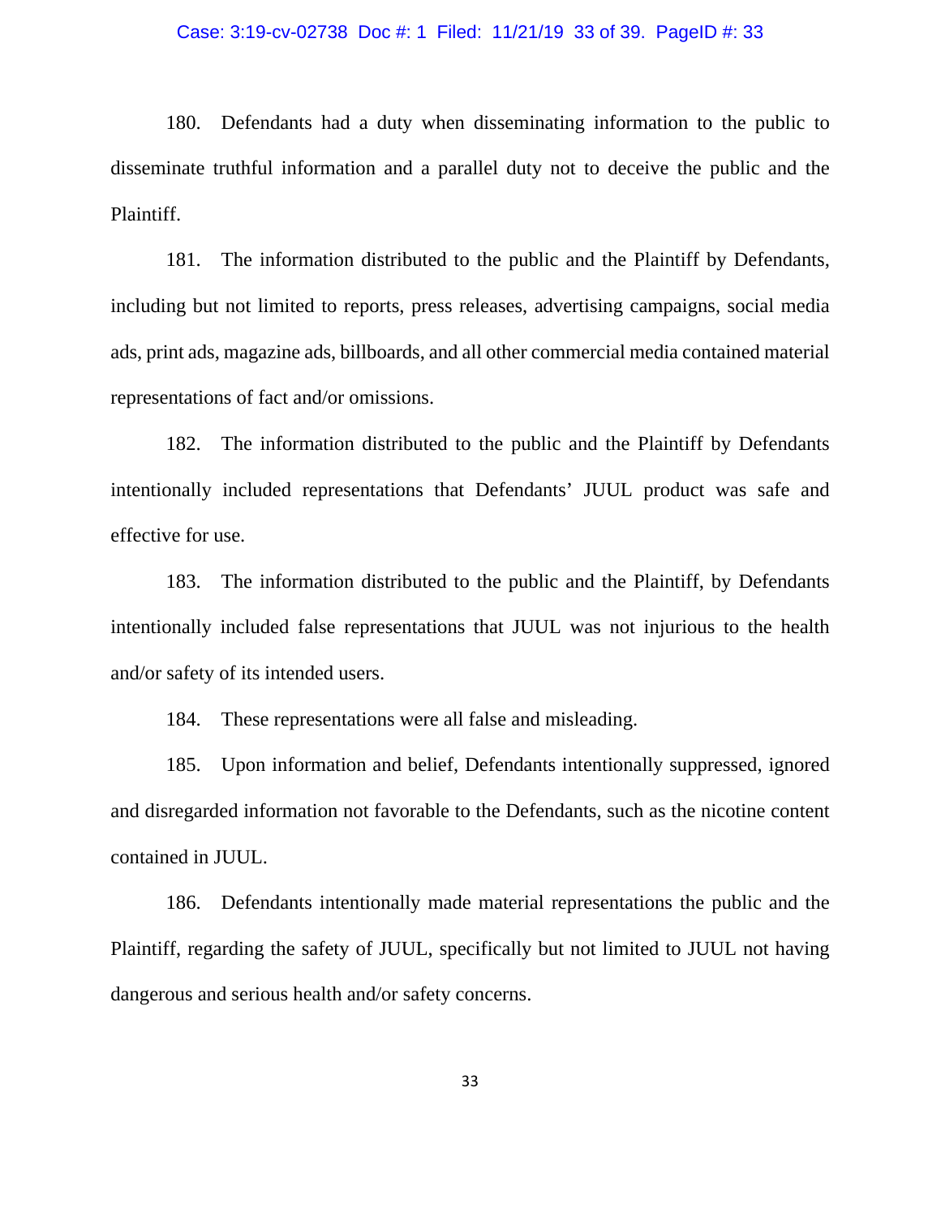180. Defendants had a duty when disseminating information to the public to disseminate truthful information and a parallel duty not to deceive the public and the Plaintiff.

181. The information distributed to the public and the Plaintiff by Defendants, including but not limited to reports, press releases, advertising campaigns, social media ads, print ads, magazine ads, billboards, and all other commercial media contained material representations of fact and/or omissions.

182. The information distributed to the public and the Plaintiff by Defendants intentionally included representations that Defendants' JUUL product was safe and effective for use.

183. The information distributed to the public and the Plaintiff, by Defendants intentionally included false representations that JUUL was not injurious to the health and/or safety of its intended users.

184. These representations were all false and misleading.

185. Upon information and belief, Defendants intentionally suppressed, ignored and disregarded information not favorable to the Defendants, such as the nicotine content contained in JUUL.

186. Defendants intentionally made material representations the public and the Plaintiff, regarding the safety of JUUL, specifically but not limited to JUUL not having dangerous and serious health and/or safety concerns.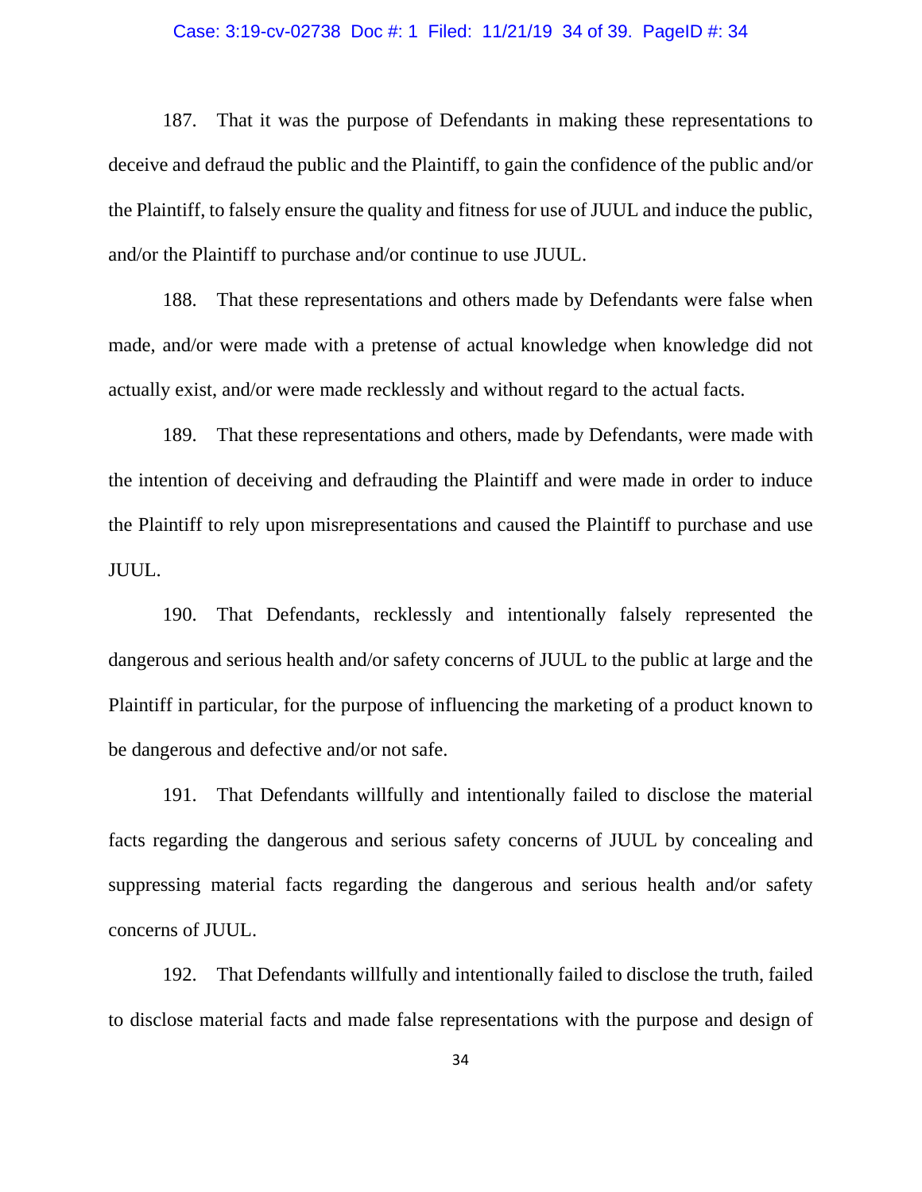187. That it was the purpose of Defendants in making these representations to deceive and defraud the public and the Plaintiff, to gain the confidence of the public and/or the Plaintiff, to falsely ensure the quality and fitness for use of JUUL and induce the public, and/or the Plaintiff to purchase and/or continue to use JUUL.

188. That these representations and others made by Defendants were false when made, and/or were made with a pretense of actual knowledge when knowledge did not actually exist, and/or were made recklessly and without regard to the actual facts.

189. That these representations and others, made by Defendants, were made with the intention of deceiving and defrauding the Plaintiff and were made in order to induce the Plaintiff to rely upon misrepresentations and caused the Plaintiff to purchase and use JUUL.

190. That Defendants, recklessly and intentionally falsely represented the dangerous and serious health and/or safety concerns of JUUL to the public at large and the Plaintiff in particular, for the purpose of influencing the marketing of a product known to be dangerous and defective and/or not safe.

191. That Defendants willfully and intentionally failed to disclose the material facts regarding the dangerous and serious safety concerns of JUUL by concealing and suppressing material facts regarding the dangerous and serious health and/or safety concerns of JUUL.

192. That Defendants willfully and intentionally failed to disclose the truth, failed to disclose material facts and made false representations with the purpose and design of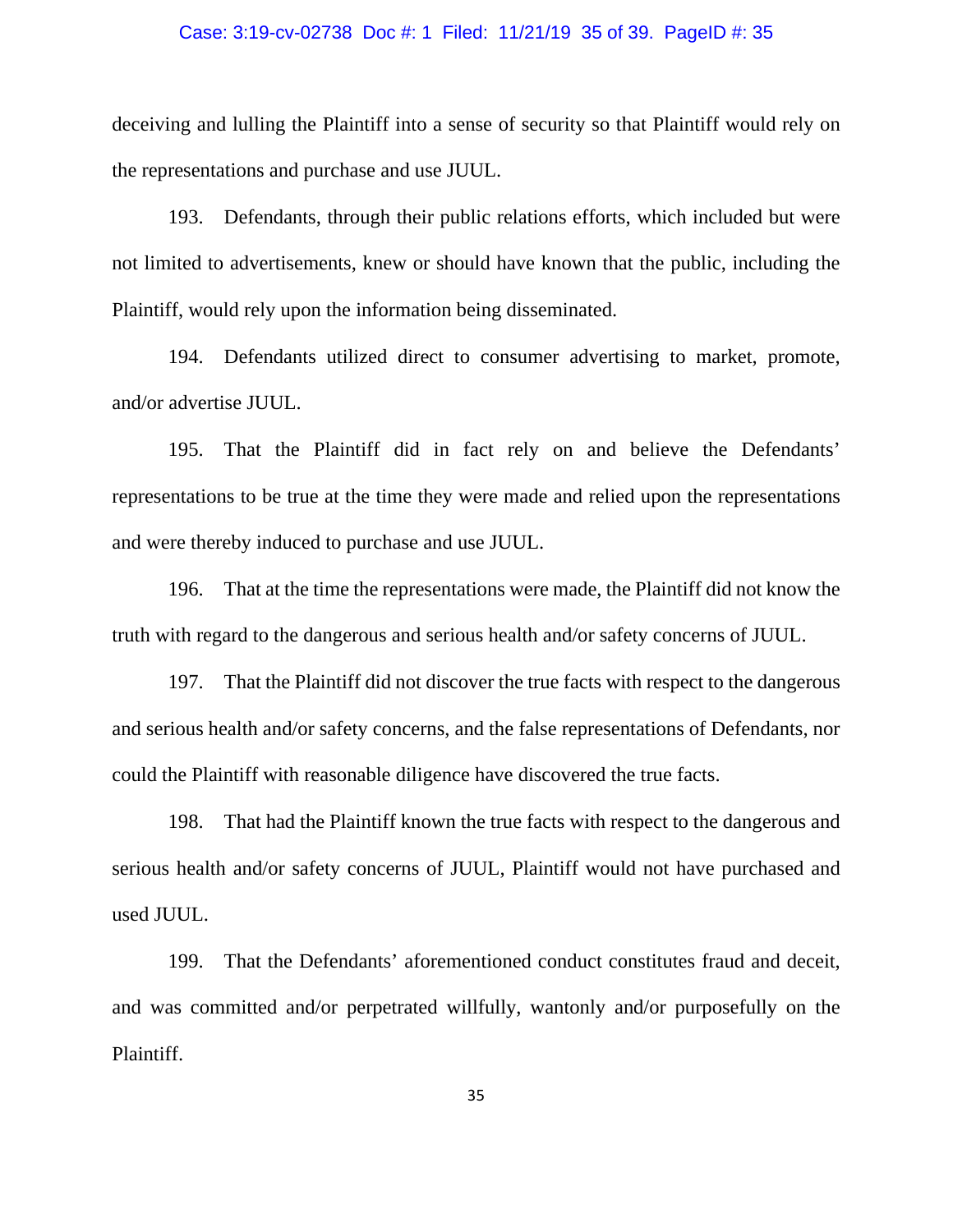deceiving and lulling the Plaintiff into a sense of security so that Plaintiff would rely on the representations and purchase and use JUUL.

193. Defendants, through their public relations efforts, which included but were not limited to advertisements, knew or should have known that the public, including the Plaintiff, would rely upon the information being disseminated.

194. Defendants utilized direct to consumer advertising to market, promote, and/or advertise JUUL.

195. That the Plaintiff did in fact rely on and believe the Defendants' representations to be true at the time they were made and relied upon the representations and were thereby induced to purchase and use JUUL.

196. That at the time the representations were made, the Plaintiff did not know the truth with regard to the dangerous and serious health and/or safety concerns of JUUL.

197. That the Plaintiff did not discover the true facts with respect to the dangerous and serious health and/or safety concerns, and the false representations of Defendants, nor could the Plaintiff with reasonable diligence have discovered the true facts.

198. That had the Plaintiff known the true facts with respect to the dangerous and serious health and/or safety concerns of JUUL, Plaintiff would not have purchased and used JUUL.

199. That the Defendants' aforementioned conduct constitutes fraud and deceit, and was committed and/or perpetrated willfully, wantonly and/or purposefully on the Plaintiff.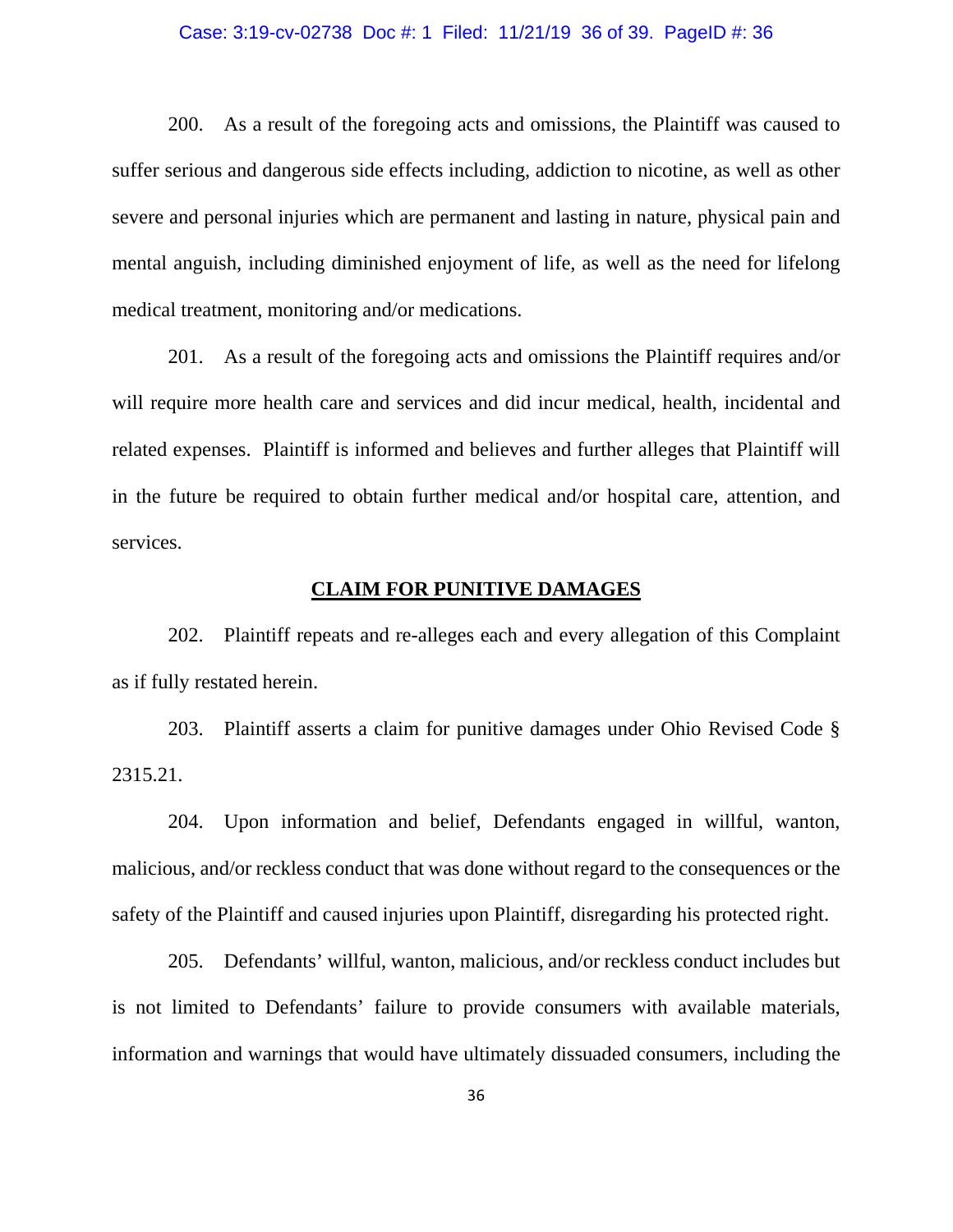200. As a result of the foregoing acts and omissions, the Plaintiff was caused to suffer serious and dangerous side effects including, addiction to nicotine, as well as other severe and personal injuries which are permanent and lasting in nature, physical pain and mental anguish, including diminished enjoyment of life, as well as the need for lifelong medical treatment, monitoring and/or medications.

201. As a result of the foregoing acts and omissions the Plaintiff requires and/or will require more health care and services and did incur medical, health, incidental and related expenses. Plaintiff is informed and believes and further alleges that Plaintiff will in the future be required to obtain further medical and/or hospital care, attention, and services.

## CLAIM FOR PUNITIVE DAMAGES

202. Plaintiff repeats and re-alleges each and every allegation of this Complaint as if fully restated herein.

203. Plaintiff asserts a claim for punitive damages under Ohio Revised Code § 2315.21.

204. Upon information and belief, Defendants engaged in willful, wanton, malicious, and/or reckless conduct that was done without regard to the consequences or the safety of the Plaintiff and caused injuries upon Plaintiff, disregarding his protected right.

205. Defendants' willful, wanton, malicious, and/or reckless conduct includes but is not limited to Defendants' failure to provide consumers with available materials, information and warnings that would have ultimately dissuaded consumers, including the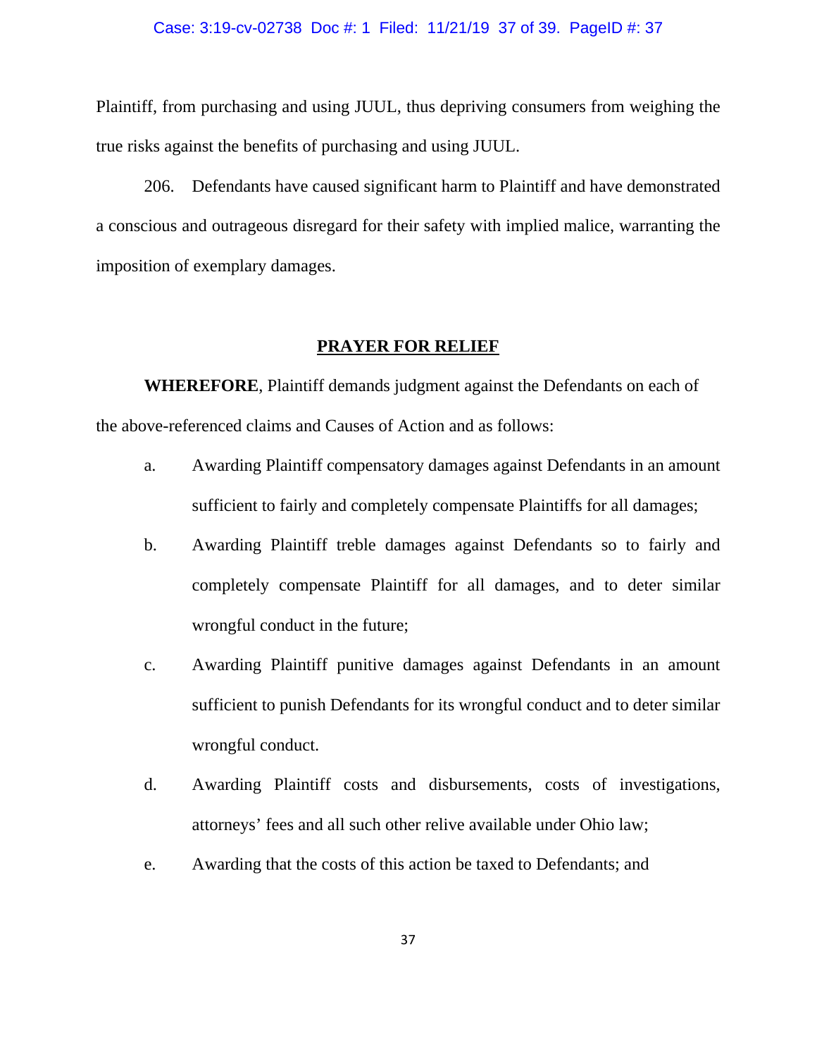Plaintiff, from purchasing and using JUUL, thus depriving consumers from weighing the true risks against the benefits of purchasing and using JUUL.

206. Defendants have caused significant harm to Plaintiff and have demonstrated a conscious and outrageous disregard for their safety with implied malice, warranting the imposition of exemplary damages.

## PRAYER FOR RELIEF

**WHEREFORE**, Plaintiff demands judgment against the Defendants on each of the above-referenced claims and Causes of Action and as follows:

a. Awarding Plaintiff compensatory damages against Defendants in an amount sufficient to fairly and completely compensate Plaintiffs for all damages;

b. Awarding Plaintiff treble damages against Defendants so to fairly and completely compensate Plaintiff for all damages, and to deter similar wrongful conduct in the future;

c. Awarding Plaintiff punitive damages against Defendants in an amount sufficient to punish Defendants for its wrongful conduct and to deter similar wrongful conduct.

d. Awarding Plaintiff costs and disbursements, costs of investigations, attorneys' fees and all such other relive available under Ohio law;

e. Awarding that the costs of this action be taxed to Defendants; and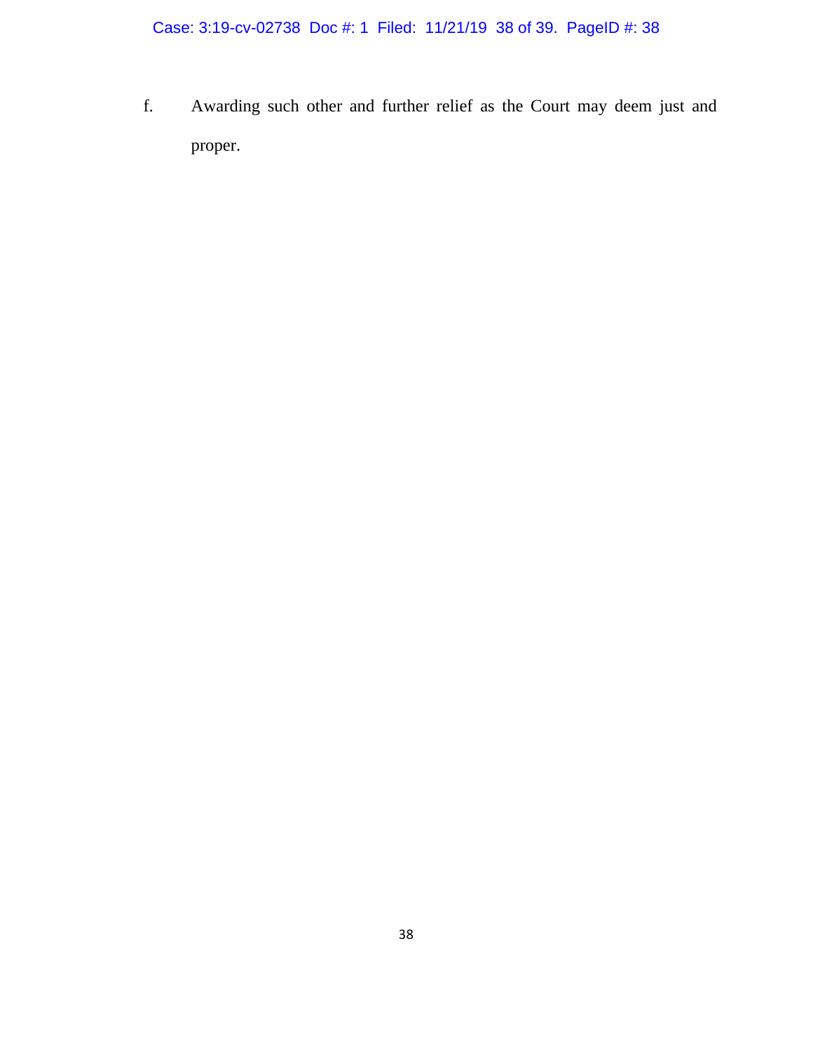f. Awarding such other and further relief as the Court may deem just and proper.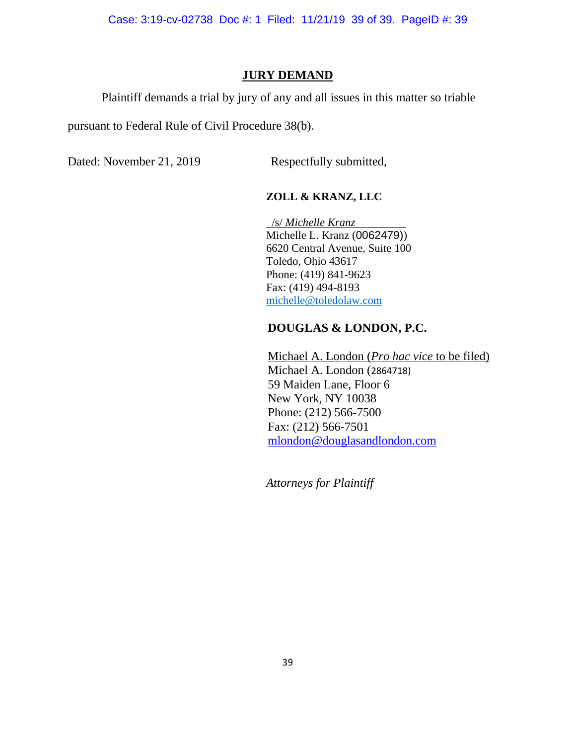## JURY DEMAND

Plaintiff demands a trial by jury of any and all issues in this matter so triable pursuant to Federal Rule of Civil Procedure 38(b).

Dated: November 21, 2019

Respectfully submitted,

**ZOLL & KRANZ, LLC**

/s/ *Michelle Kranz*
Michelle L. Kranz (0062479))
6620 Central Avenue, Suite 100
Toledo, Ohio 43617
Phone: (419) 841-9623
Fax: (419) 494-8193
michelle@toledolaw.com

**DOUGLAS & LONDON, P.C.**

Michael A. London (*Pro hac vice* to be filed)
Michael A. London (2864718)
59 Maiden Lane, Floor 6
New York, NY 10038
Phone: (212) 566-7500
Fax: (212) 566-7501
mlondon@douglasandlondon.com

*Attorneys for Plaintiff*